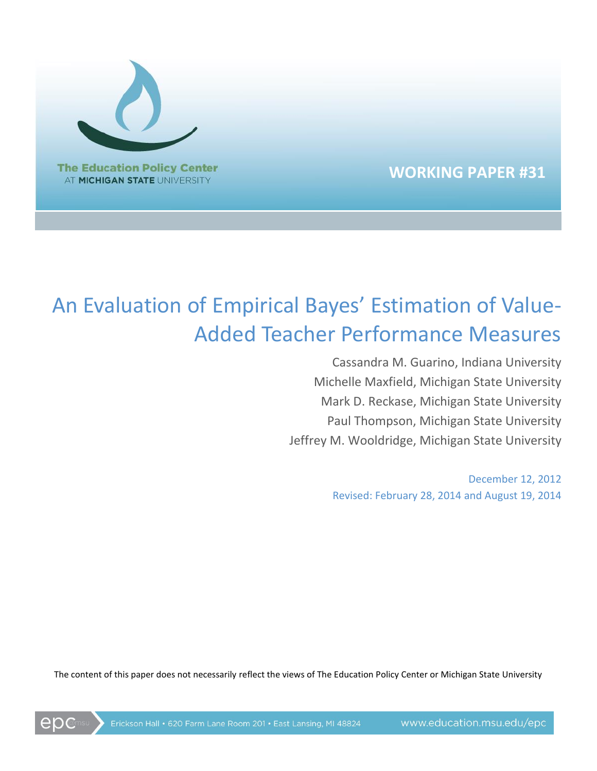The Education Policy Center AT MICHIGAN STATE UNIVERSITY

WORKING PAPER #31

# An Evaluation of Empirical Bayes' Estimation of Value-Added Teacher Performance Measures

Cassandra M. Guarino, Indiana University

Michelle Maxfield, Michigan State University

Mark D. Reckase, Michigan State University

Paul Thompson, Michigan State University

Jeffrey M. Wooldridge, Michigan State University

December 12, 2012

Revised: February 28, 2014 and August 19, 2014

The content of this paper does not necessarily reflect the views of The Education Policy Center or Michigan State University

Erickson Hall • 620 Farm Lane Room 201 • East Lansing, MI 48824 www.education.msu.edu/epc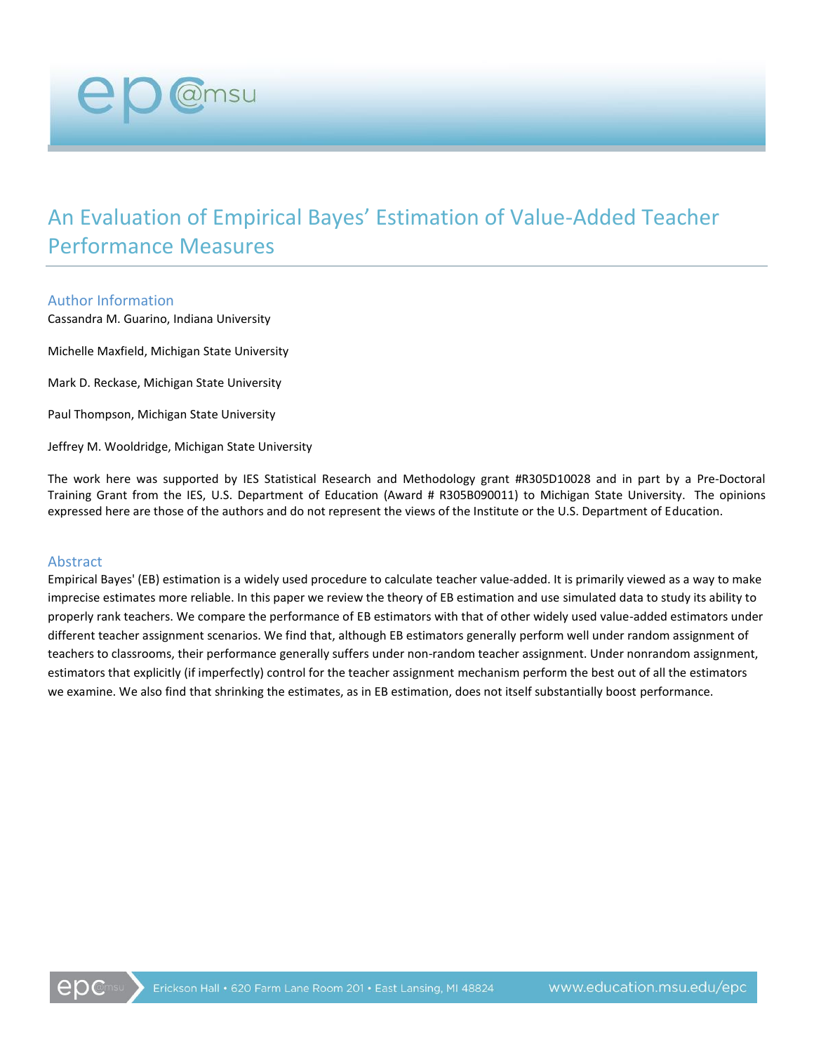# An Evaluation of Empirical Bayes' Estimation of Value-Added Teacher Performance Measures

## Author Information

Cassandra M. Guarino, Indiana University

Michelle Maxfield, Michigan State University

Mark D. Reckase, Michigan State University

Paul Thompson, Michigan State University

Jeffrey M. Wooldridge, Michigan State University

The work here was supported by IES Statistical Research and Methodology grant #R305D10028 and in part by a Pre-Doctoral Training Grant from the IES, U.S. Department of Education (Award # R305B090011) to Michigan State University. The opinions expressed here are those of the authors and do not represent the views of the Institute or the U.S. Department of Education.

## Abstract

Empirical Bayes' (EB) estimation is a widely used procedure to calculate teacher value-added. It is primarily viewed as a way to make imprecise estimates more reliable. In this paper we review the theory of EB estimation and use simulated data to study its ability to properly rank teachers. We compare the performance of EB estimators with that of other widely used value-added estimators under different teacher assignment scenarios. We find that, although EB estimators generally perform well under random assignment of teachers to classrooms, their performance generally suffers under non-random teacher assignment. Under nonrandom assignment, estimators that explicitly (if imperfectly) control for the teacher assignment mechanism perform the best out of all the estimators we examine. We also find that shrinking the estimates, as in EB estimation, does not itself substantially boost performance.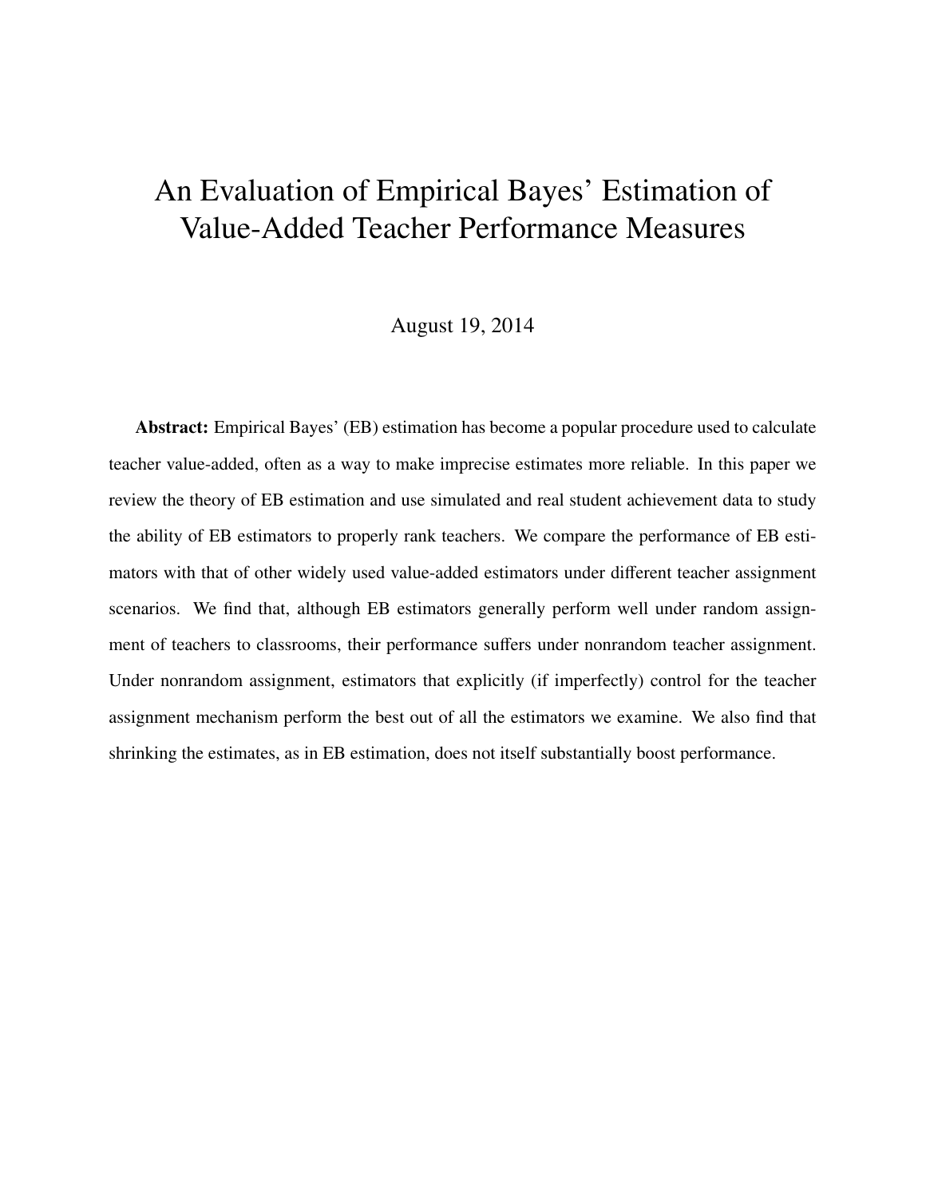# An Evaluation of Empirical Bayes' Estimation of Value-Added Teacher Performance Measures

August 19, 2014

**Abstract:** Empirical Bayes' (EB) estimation has become a popular procedure used to calculate teacher value-added, often as a way to make imprecise estimates more reliable. In this paper we review the theory of EB estimation and use simulated and real student achievement data to study the ability of EB estimators to properly rank teachers. We compare the performance of EB estimators with that of other widely used value-added estimators under different teacher assignment scenarios. We find that, although EB estimators generally perform well under random assignment of teachers to classrooms, their performance suffers under nonrandom teacher assignment. Under nonrandom assignment, estimators that explicitly (if imperfectly) control for the teacher assignment mechanism perform the best out of all the estimators we examine. We also find that shrinking the estimates, as in EB estimation, does not itself substantially boost performance.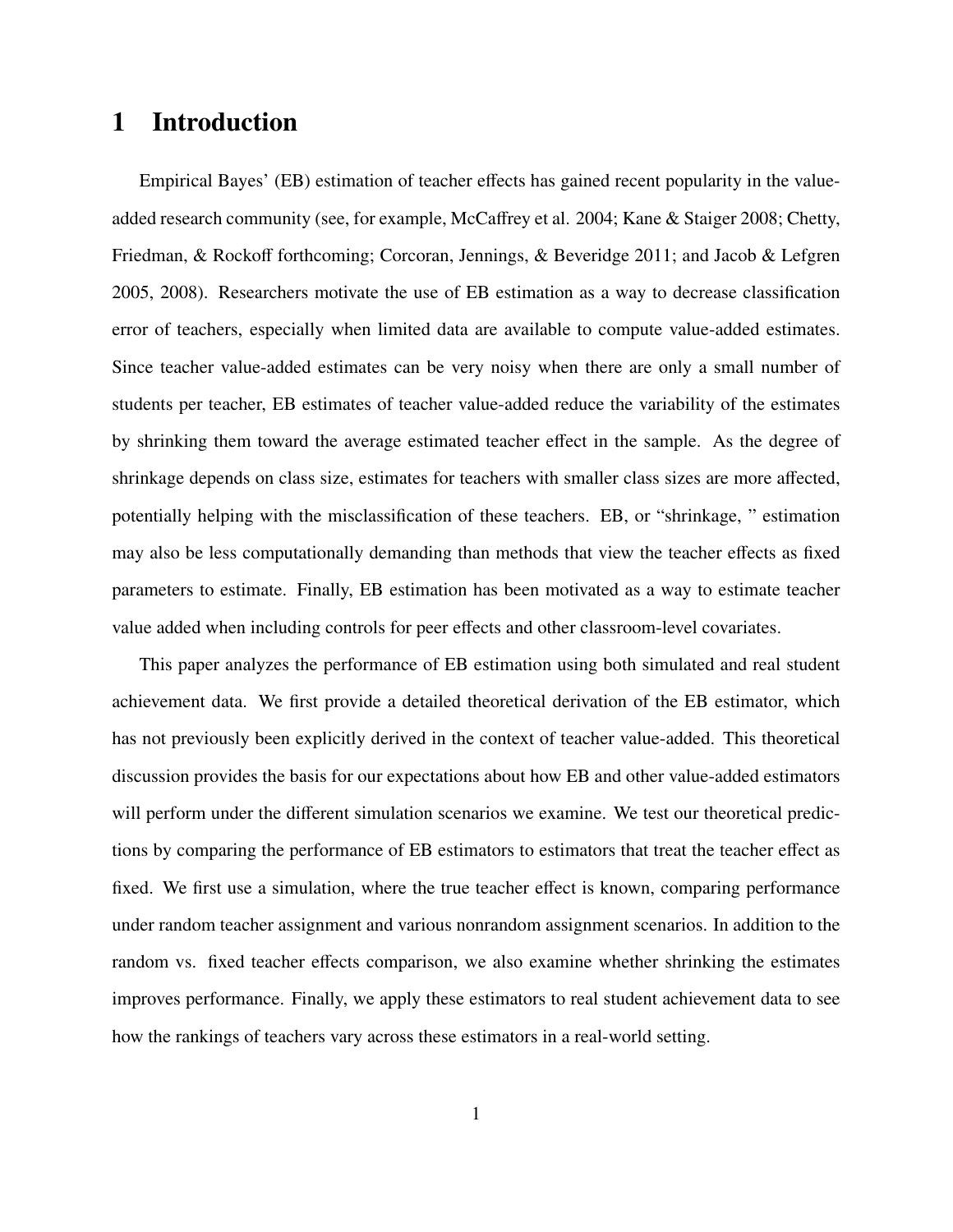# 1 Introduction

Empirical Bayes' (EB) estimation of teacher effects has gained recent popularity in the value-added research community (see, for example, McCaffrey et al. 2004; Kane & Staiger 2008; Chetty, Friedman, & Rockoff forthcoming; Corcoran, Jennings, & Beveridge 2011; and Jacob & Lefgren 2005, 2008). Researchers motivate the use of EB estimation as a way to decrease classification error of teachers, especially when limited data are available to compute value-added estimates. Since teacher value-added estimates can be very noisy when there are only a small number of students per teacher, EB estimates of teacher value-added reduce the variability of the estimates by shrinking them toward the average estimated teacher effect in the sample. As the degree of shrinkage depends on class size, estimates for teachers with smaller class sizes are more affected, potentially helping with the misclassification of these teachers. EB, or "shrinkage, " estimation may also be less computationally demanding than methods that view the teacher effects as fixed parameters to estimate. Finally, EB estimation has been motivated as a way to estimate teacher value added when including controls for peer effects and other classroom-level covariates.

This paper analyzes the performance of EB estimation using both simulated and real student achievement data. We first provide a detailed theoretical derivation of the EB estimator, which has not previously been explicitly derived in the context of teacher value-added. This theoretical discussion provides the basis for our expectations about how EB and other value-added estimators will perform under the different simulation scenarios we examine. We test our theoretical predictions by comparing the performance of EB estimators to estimators that treat the teacher effect as fixed. We first use a simulation, where the true teacher effect is known, comparing performance under random teacher assignment and various nonrandom assignment scenarios. In addition to the random vs. fixed teacher effects comparison, we also examine whether shrinking the estimates improves performance. Finally, we apply these estimators to real student achievement data to see how the rankings of teachers vary across these estimators in a real-world setting.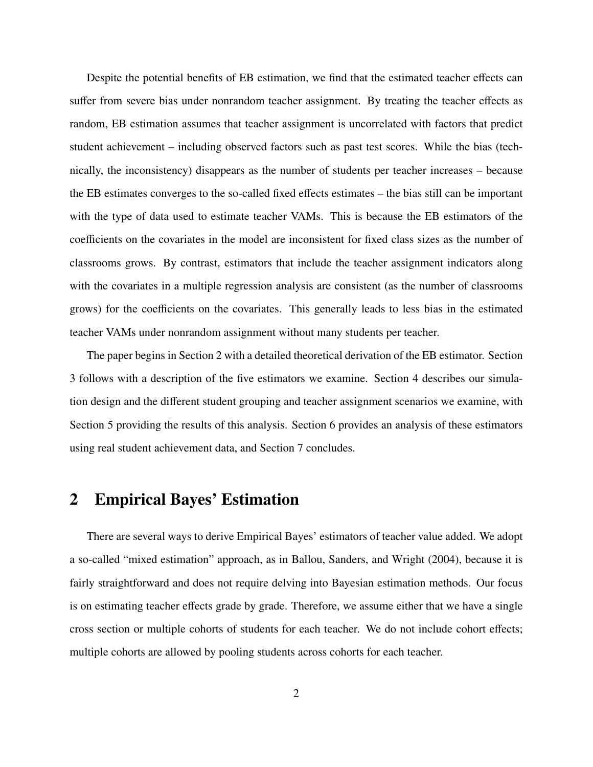Despite the potential benefits of EB estimation, we find that the estimated teacher effects can suffer from severe bias under nonrandom teacher assignment. By treating the teacher effects as random, EB estimation assumes that teacher assignment is uncorrelated with factors that predict student achievement – including observed factors such as past test scores. While the bias (technically, the inconsistency) disappears as the number of students per teacher increases – because the EB estimates converges to the so-called fixed effects estimates – the bias still can be important with the type of data used to estimate teacher VAMs. This is because the EB estimators of the coefficients on the covariates in the model are inconsistent for fixed class sizes as the number of classrooms grows. By contrast, estimators that include the teacher assignment indicators along with the covariates in a multiple regression analysis are consistent (as the number of classrooms grows) for the coefficients on the covariates. This generally leads to less bias in the estimated teacher VAMs under nonrandom assignment without many students per teacher.

The paper begins in Section 2 with a detailed theoretical derivation of the EB estimator. Section 3 follows with a description of the five estimators we examine. Section 4 describes our simulation design and the different student grouping and teacher assignment scenarios we examine, with Section 5 providing the results of this analysis. Section 6 provides an analysis of these estimators using real student achievement data, and Section 7 concludes.

## 2 Empirical Bayes' Estimation

There are several ways to derive Empirical Bayes' estimators of teacher value added. We adopt a so-called "mixed estimation" approach, as in Ballou, Sanders, and Wright (2004), because it is fairly straightforward and does not require delving into Bayesian estimation methods. Our focus is on estimating teacher effects grade by grade. Therefore, we assume either that we have a single cross section or multiple cohorts of students for each teacher. We do not include cohort effects; multiple cohorts are allowed by pooling students across cohorts for each teacher.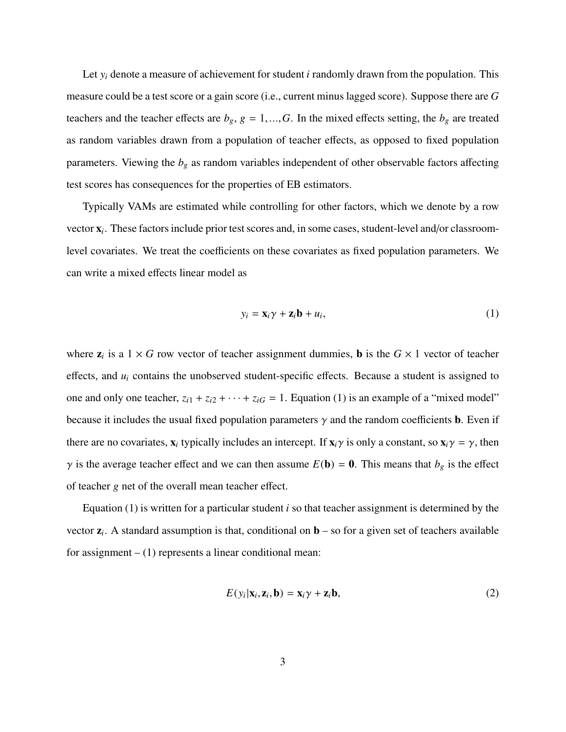Let $y_i$ denote a measure of achievement for student $i$ randomly drawn from the population. This measure could be a test score or a gain score (i.e., current minus lagged score). Suppose there are $G$ teachers and the teacher effects are $b_g$, $g = 1, ..., G$. In the mixed effects setting, the $b_g$ are treated as random variables drawn from a population of teacher effects, as opposed to fixed population parameters. Viewing the $b_g$ as random variables independent of other observable factors affecting test scores has consequences for the properties of EB estimators.

Typically VAMs are estimated while controlling for other factors, which we denote by a row vector $\mathbf{x}_i$. These factors include prior test scores and, in some cases, student-level and/or classroom-level covariates. We treat the coefficients on these covariates as fixed population parameters. We can write a mixed effects linear model as

$$y_i = \mathbf{x}_i \gamma + \mathbf{z}_i \mathbf{b} + u_i, \tag{1}$$

where $\mathbf{z}_i$ is a $1 \times G$ row vector of teacher assignment dummies, $\mathbf{b}$ is the $G \times 1$ vector of teacher effects, and $u_i$ contains the unobserved student-specific effects. Because a student is assigned to one and only one teacher, $z_{i1} + z_{i2} + \cdots + z_{iG} = 1$. Equation (1) is an example of a "mixed model" because it includes the usual fixed population parameters $\gamma$ and the random coefficients $\mathbf{b}$. Even if there are no covariates, $\mathbf{x}_i$ typically includes an intercept. If $\mathbf{x}_i \gamma$ is only a constant, so $\mathbf{x}_i \gamma = \gamma$, then $\gamma$ is the average teacher effect and we can then assume $E(\mathbf{b}) = \mathbf{0}$. This means that $b_g$ is the effect of teacher $g$ net of the overall mean teacher effect.

Equation (1) is written for a particular student $i$ so that teacher assignment is determined by the vector $\mathbf{z}_i$. A standard assumption is that, conditional on $\mathbf{b}$ – so for a given set of teachers available for assignment – (1) represents a linear conditional mean:

$$E(y_i | \mathbf{x}_i, \mathbf{z}_i, \mathbf{b}) = \mathbf{x}_i \gamma + \mathbf{z}_i \mathbf{b}, \tag{2}$$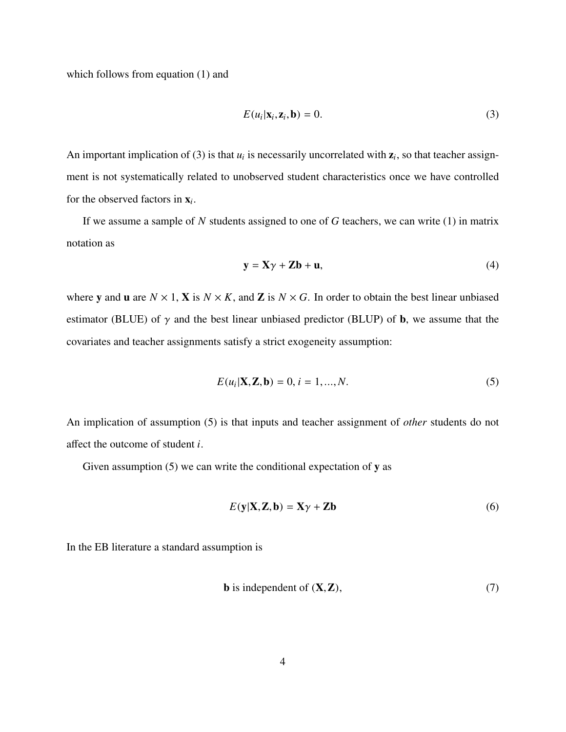which follows from equation (1) and

$$E(u_i|\mathbf{x}_i, \mathbf{z}_i, \mathbf{b}) = 0. \tag{3}$$

An important implication of (3) is that $u_i$ is necessarily uncorrelated with $\mathbf{z}_i$, so that teacher assignment is not systematically related to unobserved student characteristics once we have controlled for the observed factors in $\mathbf{x}_i$.

If we assume a sample of $N$ students assigned to one of $G$ teachers, we can write (1) in matrix notation as

$$\mathbf{y} = \mathbf{X}\gamma + \mathbf{Z}\mathbf{b} + \mathbf{u}, \tag{4}$$

where $\mathbf{y}$ and $\mathbf{u}$ are $N \times 1$, $\mathbf{X}$ is $N \times K$, and $\mathbf{Z}$ is $N \times G$. In order to obtain the best linear unbiased estimator (BLUE) of $\gamma$ and the best linear unbiased predictor (BLUP) of $\mathbf{b}$, we assume that the covariates and teacher assignments satisfy a strict exogeneity assumption:

$$E(u_i|\mathbf{X}, \mathbf{Z}, \mathbf{b}) = 0, i = 1, ..., N. \tag{5}$$

An implication of assumption (5) is that inputs and teacher assignment of *other* students do not affect the outcome of student $i$.

Given assumption (5) we can write the conditional expectation of $\mathbf{y}$ as

$$E(\mathbf{y}|\mathbf{X}, \mathbf{Z}, \mathbf{b}) = \mathbf{X}\gamma + \mathbf{Z}\mathbf{b} \tag{6}$$

In the EB literature a standard assumption is

$$\mathbf{b} \text{ is independent of } (\mathbf{X}, \mathbf{Z}), \tag{7}$$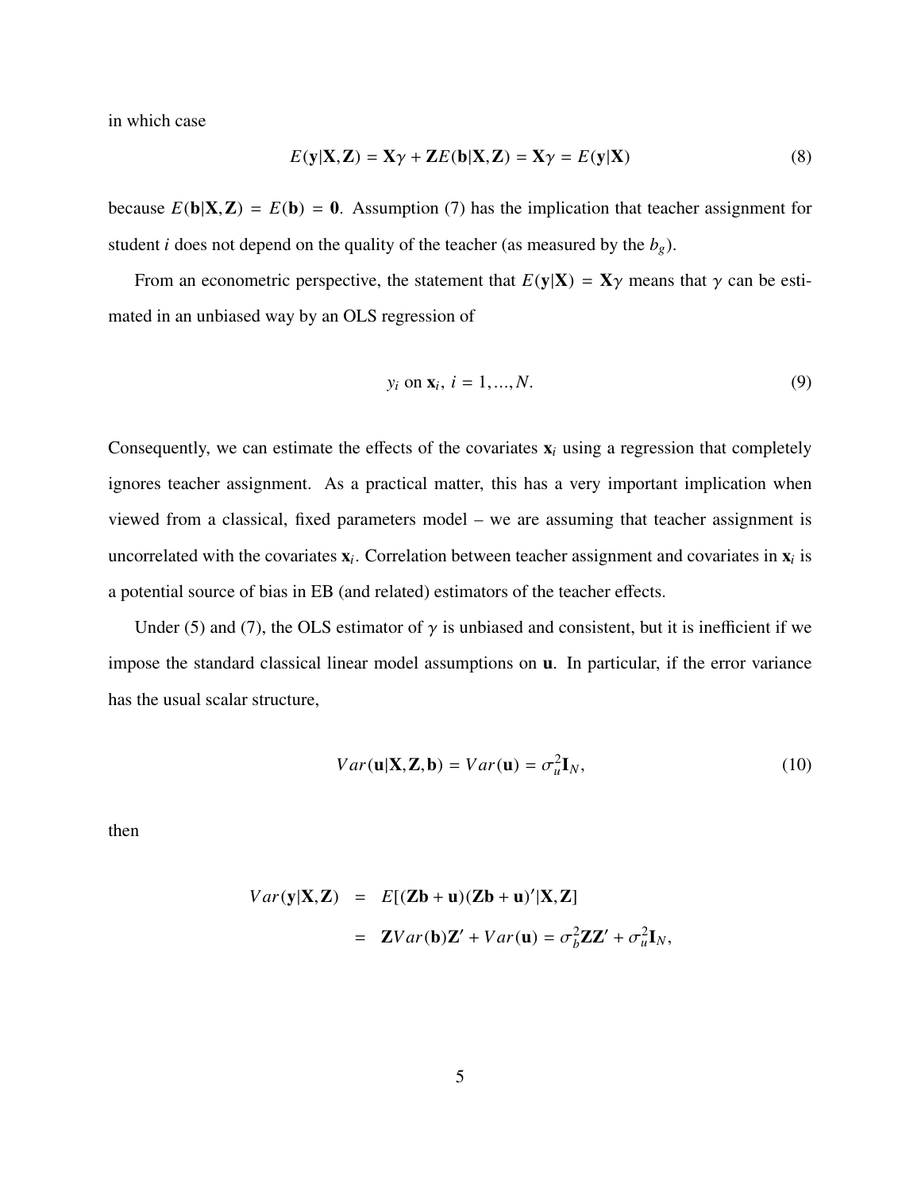in which case

$$E(\mathbf{y}|\mathbf{X},\mathbf{Z}) = \mathbf{X}\gamma + \mathbf{Z}E(\mathbf{b}|\mathbf{X},\mathbf{Z}) = \mathbf{X}\gamma = E(\mathbf{y}|\mathbf{X}) \tag{8}$$

because $E(\mathbf{b}|\mathbf{X},\mathbf{Z}) = E(\mathbf{b}) = \mathbf{0}$. Assumption (7) has the implication that teacher assignment for student $i$ does not depend on the quality of the teacher (as measured by the $b_g$).

From an econometric perspective, the statement that $E(\mathbf{y}|\mathbf{X}) = \mathbf{X}\gamma$ means that $\gamma$ can be estimated in an unbiased way by an OLS regression of

$$y_i \text{ on } \mathbf{x}_i,\ i = 1, ..., N. \tag{9}$$

Consequently, we can estimate the effects of the covariates $\mathbf{x}_i$ using a regression that completely ignores teacher assignment. As a practical matter, this has a very important implication when viewed from a classical, fixed parameters model – we are assuming that teacher assignment is uncorrelated with the covariates $\mathbf{x}_i$. Correlation between teacher assignment and covariates in $\mathbf{x}_i$ is a potential source of bias in EB (and related) estimators of the teacher effects.

Under (5) and (7), the OLS estimator of $\gamma$ is unbiased and consistent, but it is inefficient if we impose the standard classical linear model assumptions on $\mathbf{u}$. In particular, if the error variance has the usual scalar structure,

$$Var(\mathbf{u}|\mathbf{X},\mathbf{Z},\mathbf{b}) = Var(\mathbf{u}) = \sigma_u^2\mathbf{I}_N, \tag{10}$$

then

$$\begin{aligned} Var(\mathbf{y}|\mathbf{X},\mathbf{Z}) &= E[(\mathbf{Z}\mathbf{b} + \mathbf{u})(\mathbf{Z}\mathbf{b} + \mathbf{u})'|\mathbf{X},\mathbf{Z}] \\ &= \mathbf{Z}Var(\mathbf{b})\mathbf{Z}' + Var(\mathbf{u}) = \sigma_b^2\mathbf{Z}\mathbf{Z}' + \sigma_u^2\mathbf{I}_N, \end{aligned}$$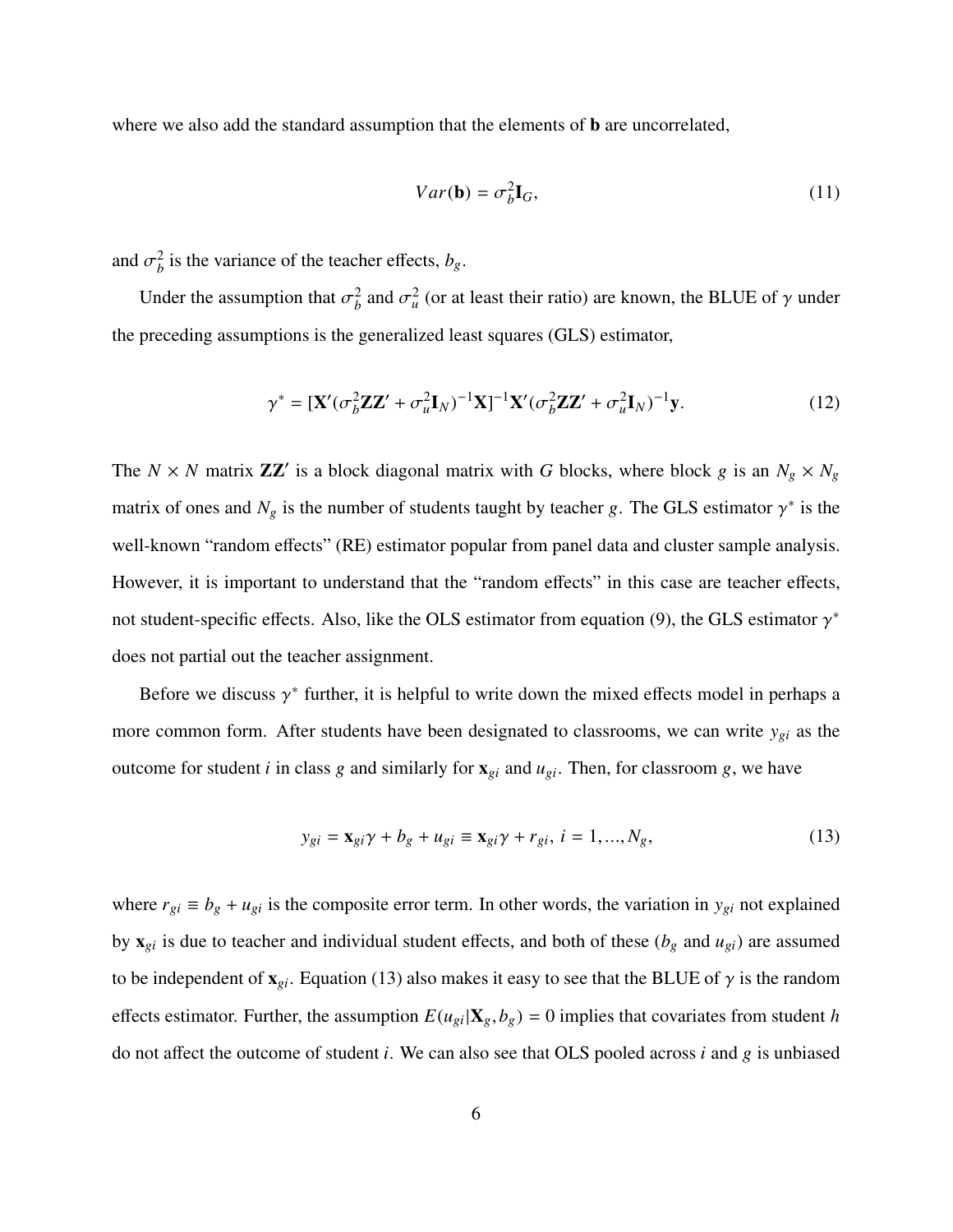where we also add the standard assumption that the elements of $\mathbf{b}$ are uncorrelated,

$$Var(\mathbf{b}) = \sigma_b^2 \mathbf{I}_G, \tag{11}$$

and $\sigma_b^2$ is the variance of the teacher effects, $b_g$.

Under the assumption that $\sigma_b^2$ and $\sigma_u^2$ (or at least their ratio) are known, the BLUE of $\gamma$ under the preceding assumptions is the generalized least squares (GLS) estimator,

$$\gamma^* = [\mathbf{X}'(\sigma_b^2 \mathbf{Z}\mathbf{Z}' + \sigma_u^2 \mathbf{I}_N)^{-1}\mathbf{X}]^{-1}\mathbf{X}'(\sigma_b^2 \mathbf{Z}\mathbf{Z}' + \sigma_u^2 \mathbf{I}_N)^{-1}\mathbf{y}. \tag{12}$$

The $N \times N$ matrix $\mathbf{Z}\mathbf{Z}'$ is a block diagonal matrix with $G$ blocks, where block $g$ is an $N_g \times N_g$ matrix of ones and $N_g$ is the number of students taught by teacher $g$. The GLS estimator $\gamma^*$ is the well-known "random effects" (RE) estimator popular from panel data and cluster sample analysis. However, it is important to understand that the "random effects" in this case are teacher effects, not student-specific effects. Also, like the OLS estimator from equation (9), the GLS estimator $\gamma^*$ does not partial out the teacher assignment.

Before we discuss $\gamma^*$ further, it is helpful to write down the mixed effects model in perhaps a more common form. After students have been designated to classrooms, we can write $y_{gi}$ as the outcome for student $i$ in class $g$ and similarly for $\mathbf{x}_{gi}$ and $u_{gi}$. Then, for classroom $g$, we have

$$y_{gi} = \mathbf{x}_{gi}\gamma + b_g + u_{gi} \equiv \mathbf{x}_{gi}\gamma + r_{gi},\ i = 1, ..., N_g, \tag{13}$$

where $r_{gi} \equiv b_g + u_{gi}$ is the composite error term. In other words, the variation in $y_{gi}$ not explained by $\mathbf{x}_{gi}$ is due to teacher and individual student effects, and both of these ($b_g$ and $u_{gi}$) are assumed to be independent of $\mathbf{x}_{gi}$. Equation (13) also makes it easy to see that the BLUE of $\gamma$ is the random effects estimator. Further, the assumption $E(u_{gi}|\mathbf{X}_g, b_g) = 0$ implies that covariates from student $h$ do not affect the outcome of student $i$. We can also see that OLS pooled across $i$ and $g$ is unbiased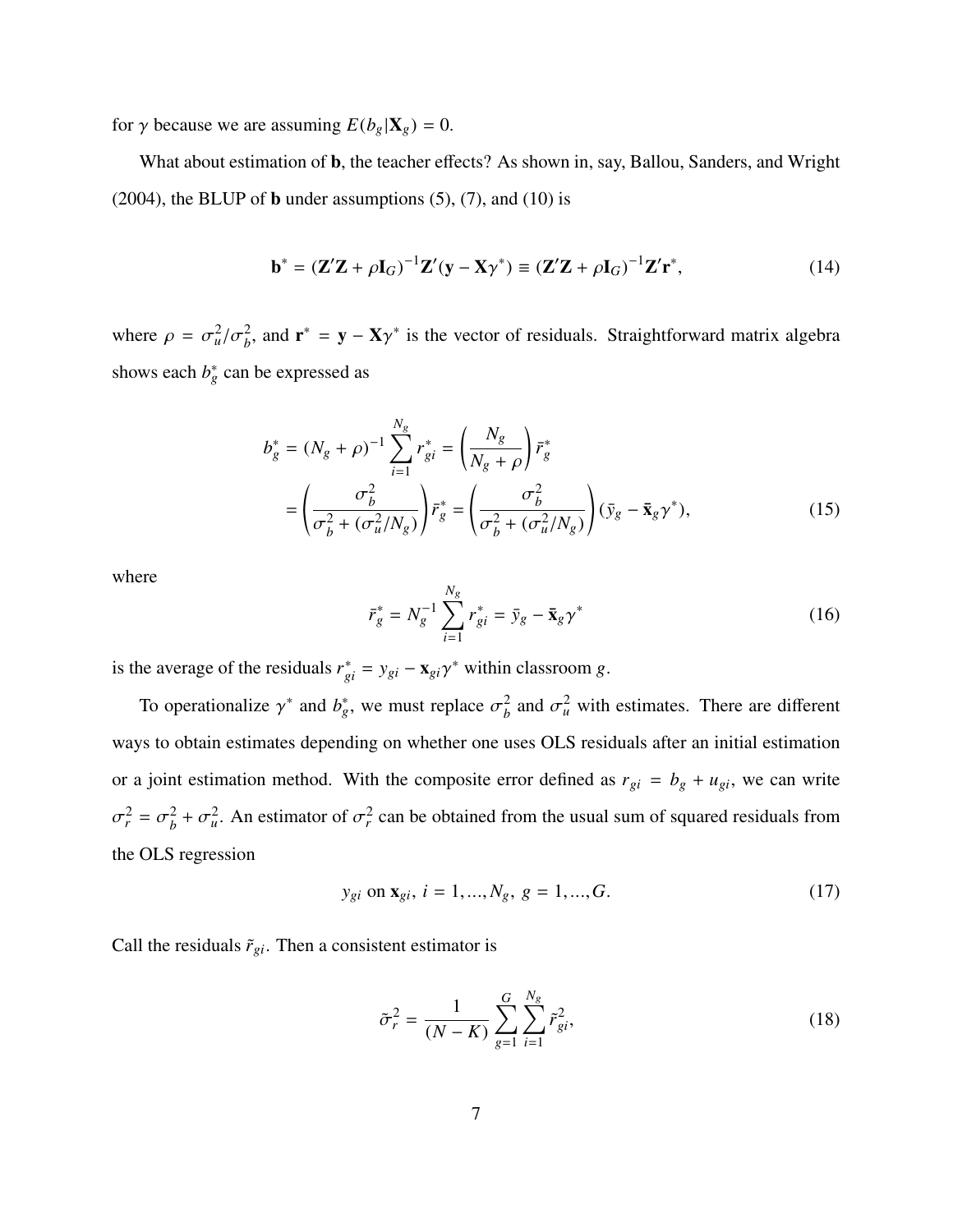for $\gamma$ because we are assuming $E(b_g|\mathbf{X}_g) = 0$.

What about estimation of $\mathbf{b}$, the teacher effects? As shown in, say, Ballou, Sanders, and Wright (2004), the BLUP of $\mathbf{b}$ under assumptions (5), (7), and (10) is

$$\mathbf{b}^* = (\mathbf{Z}'\mathbf{Z} + \rho\mathbf{I}_G)^{-1}\mathbf{Z}'(\mathbf{y} - \mathbf{X}\gamma^*) \equiv (\mathbf{Z}'\mathbf{Z} + \rho\mathbf{I}_G)^{-1}\mathbf{Z}'\mathbf{r}^*, \tag{14}$$

where $\rho = \sigma_u^2/\sigma_b^2$, and $\mathbf{r}^* = \mathbf{y} - \mathbf{X}\gamma^*$ is the vector of residuals. Straightforward matrix algebra shows each $b_g^*$ can be expressed as

$$\begin{aligned} b_g^* &= (N_g + \rho)^{-1} \sum_{i=1}^{N_g} r_{gi}^* = \left(\frac{N_g}{N_g + \rho}\right) \bar{r}_g^* \\ &= \left(\frac{\sigma_b^2}{\sigma_b^2 + (\sigma_u^2/N_g)}\right) \bar{r}_g^* = \left(\frac{\sigma_b^2}{\sigma_b^2 + (\sigma_u^2/N_g)}\right) (\bar{y}_g - \bar{\mathbf{x}}_g\gamma^*), \end{aligned} \tag{15}$$

where

$$\bar{r}_g^* = N_g^{-1} \sum_{i=1}^{N_g} r_{gi}^* = \bar{y}_g - \bar{\mathbf{x}}_g\gamma^* \tag{16}$$

is the average of the residuals $r_{gi}^* = y_{gi} - \mathbf{x}_{gi}\gamma^*$ within classroom $g$.

To operationalize $\gamma^*$ and $b_g^*$, we must replace $\sigma_b^2$ and $\sigma_u^2$ with estimates. There are different ways to obtain estimates depending on whether one uses OLS residuals after an initial estimation or a joint estimation method. With the composite error defined as $r_{gi} = b_g + u_{gi}$, we can write $\sigma_r^2 = \sigma_b^2 + \sigma_u^2$. An estimator of $\sigma_r^2$ can be obtained from the usual sum of squared residuals from the OLS regression

$$y_{gi} \text{ on } \mathbf{x}_{gi},\ i = 1, ..., N_g,\ g = 1, ..., G. \tag{17}$$

Call the residuals $\tilde{r}_{gi}$. Then a consistent estimator is

$$\tilde{\sigma}_r^2 = \frac{1}{(N - K)} \sum_{g=1}^{G} \sum_{i=1}^{N_g} \tilde{r}_{gi}^2, \tag{18}$$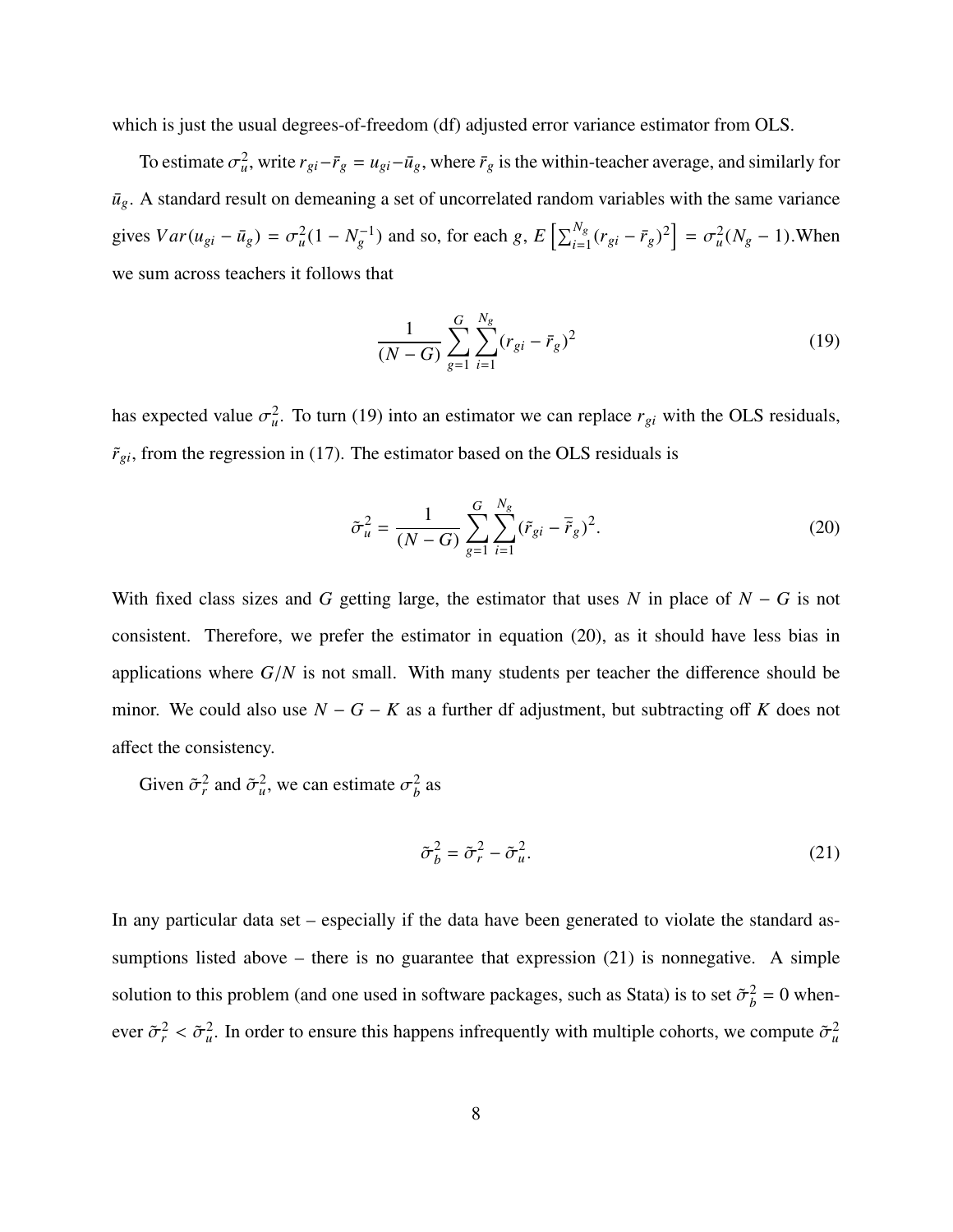which is just the usual degrees-of-freedom (df) adjusted error variance estimator from OLS.

To estimate $\sigma_u^2$, write $r_{gi} - \bar{r}_g = u_{gi} - \bar{u}_g$, where $\bar{r}_g$ is the within-teacher average, and similarly for $\bar{u}_g$. A standard result on demeaning a set of uncorrelated random variables with the same variance gives $Var(u_{gi} - \bar{u}_g) = \sigma_u^2(1 - N_g^{-1})$ and so, for each $g$, $E\left[\sum_{i=1}^{N_g}(r_{gi} - \bar{r}_g)^2\right] = \sigma_u^2(N_g - 1)$.When we sum across teachers it follows that

$$\frac{1}{(N-G)} \sum_{g=1}^{G} \sum_{i=1}^{N_g} (r_{gi} - \bar{r}_g)^2 \tag{19}$$

has expected value $\sigma_u^2$. To turn (19) into an estimator we can replace $r_{gi}$ with the OLS residuals, $\tilde{r}_{gi}$, from the regression in (17). The estimator based on the OLS residuals is

$$\tilde{\sigma}_u^2 = \frac{1}{(N-G)} \sum_{g=1}^{G} \sum_{i=1}^{N_g} (\tilde{r}_{gi} - \bar{\tilde{r}}_g)^2. \tag{20}$$

With fixed class sizes and $G$ getting large, the estimator that uses $N$ in place of $N - G$ is not consistent. Therefore, we prefer the estimator in equation (20), as it should have less bias in applications where $G/N$ is not small. With many students per teacher the difference should be minor. We could also use $N - G - K$ as a further df adjustment, but subtracting off $K$ does not affect the consistency.

Given $\tilde{\sigma}_r^2$ and $\tilde{\sigma}_u^2$, we can estimate $\sigma_b^2$ as

$$\tilde{\sigma}_b^2 = \tilde{\sigma}_r^2 - \tilde{\sigma}_u^2. \tag{21}$$

In any particular data set – especially if the data have been generated to violate the standard assumptions listed above – there is no guarantee that expression (21) is nonnegative. A simple solution to this problem (and one used in software packages, such as Stata) is to set $\tilde{\sigma}_b^2 = 0$ whenever $\tilde{\sigma}_r^2 < \tilde{\sigma}_u^2$. In order to ensure this happens infrequently with multiple cohorts, we compute $\tilde{\sigma}_u^2$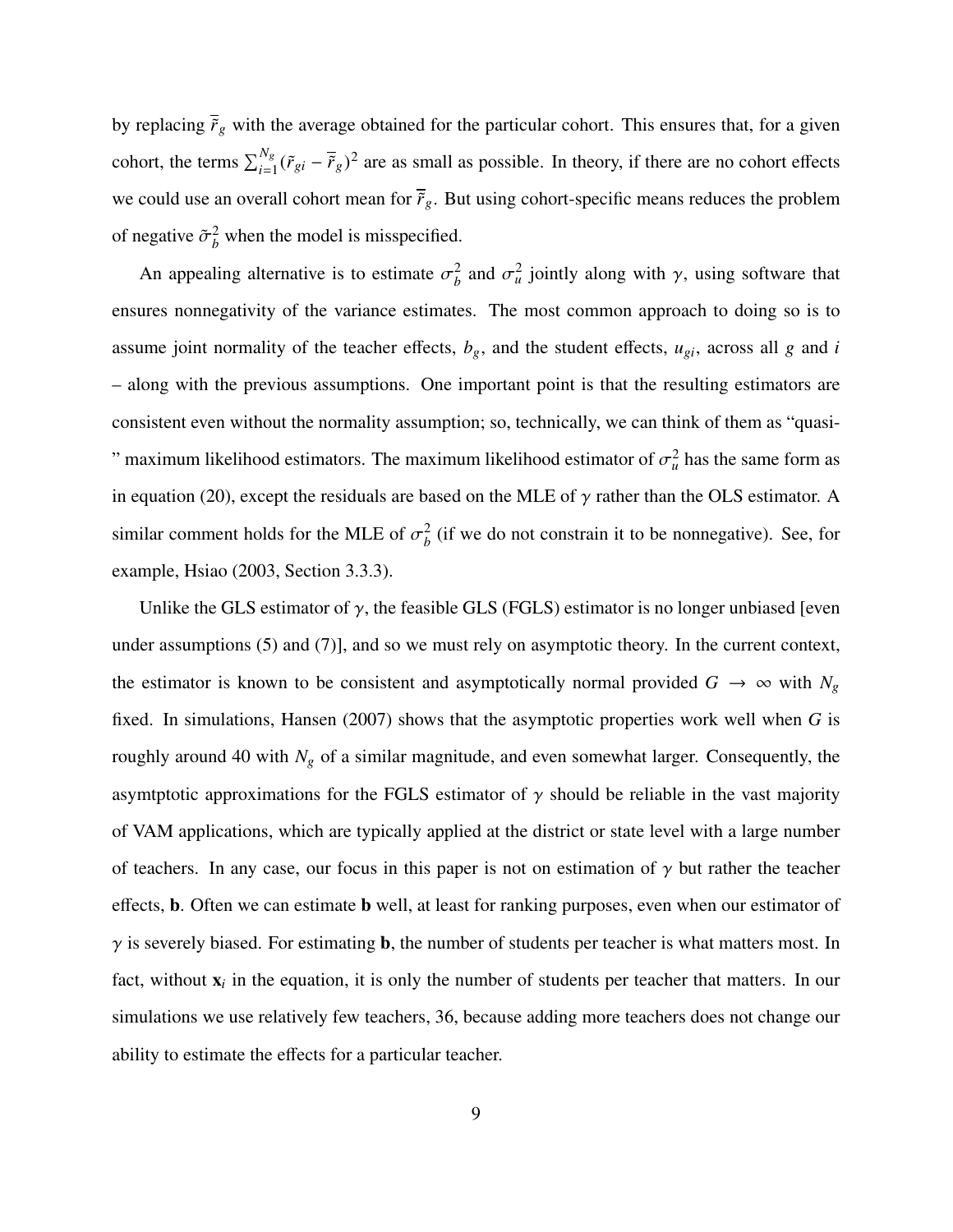by replacing $\overline{\tilde{r}}_g$ with the average obtained for the particular cohort. This ensures that, for a given cohort, the terms $\sum_{i=1}^{N_g}(\tilde{r}_{gi} - \overline{\tilde{r}}_g)^2$ are as small as possible. In theory, if there are no cohort effects we could use an overall cohort mean for $\overline{\tilde{r}}_g$. But using cohort-specific means reduces the problem of negative $\tilde{\sigma}_b^2$ when the model is misspecified.

An appealing alternative is to estimate $\sigma_b^2$ and $\sigma_u^2$ jointly along with $\gamma$, using software that ensures nonnegativity of the variance estimates. The most common approach to doing so is to assume joint normality of the teacher effects, $b_g$, and the student effects, $u_{gi}$, across all $g$ and $i$ – along with the previous assumptions. One important point is that the resulting estimators are consistent even without the normality assumption; so, technically, we can think of them as "quasi-" maximum likelihood estimators. The maximum likelihood estimator of $\sigma_u^2$ has the same form as in equation (20), except the residuals are based on the MLE of $\gamma$ rather than the OLS estimator. A similar comment holds for the MLE of $\sigma_b^2$ (if we do not constrain it to be nonnegative). See, for example, Hsiao (2003, Section 3.3.3).

Unlike the GLS estimator of $\gamma$, the feasible GLS (FGLS) estimator is no longer unbiased [even under assumptions (5) and (7)], and so we must rely on asymptotic theory. In the current context, the estimator is known to be consistent and asymptotically normal provided $G \to \infty$ with $N_g$ fixed. In simulations, Hansen (2007) shows that the asymptotic properties work well when $G$ is roughly around 40 with $N_g$ of a similar magnitude, and even somewhat larger. Consequently, the asymtptotic approximations for the FGLS estimator of $\gamma$ should be reliable in the vast majority of VAM applications, which are typically applied at the district or state level with a large number of teachers. In any case, our focus in this paper is not on estimation of $\gamma$ but rather the teacher effects, $\mathbf{b}$. Often we can estimate $\mathbf{b}$ well, at least for ranking purposes, even when our estimator of $\gamma$ is severely biased. For estimating $\mathbf{b}$, the number of students per teacher is what matters most. In fact, without $\mathbf{x}_i$ in the equation, it is only the number of students per teacher that matters. In our simulations we use relatively few teachers, 36, because adding more teachers does not change our ability to estimate the effects for a particular teacher.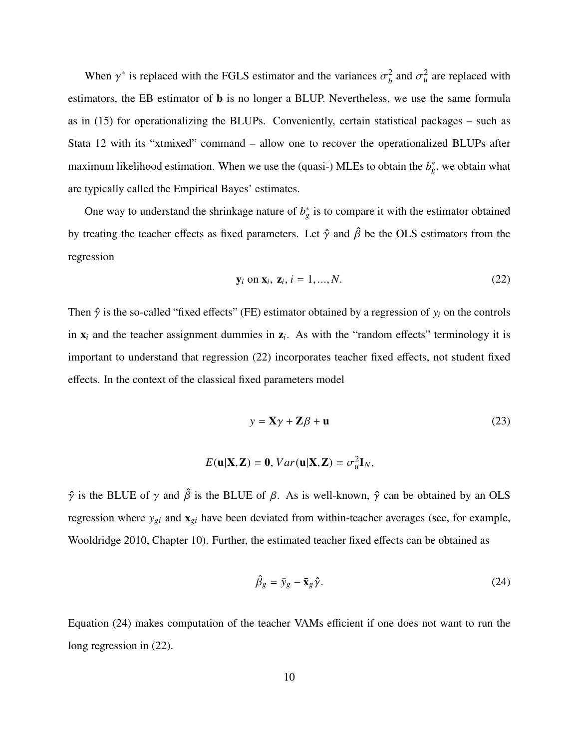When $\gamma^*$ is replaced with the FGLS estimator and the variances $\sigma_b^2$ and $\sigma_u^2$ are replaced with estimators, the EB estimator of $\mathbf{b}$ is no longer a BLUP. Nevertheless, we use the same formula as in (15) for operationalizing the BLUPs. Conveniently, certain statistical packages – such as Stata 12 with its "xtmixed" command – allow one to recover the operationalized BLUPs after maximum likelihood estimation. When we use the (quasi-) MLEs to obtain the $b_g^*$, we obtain what are typically called the Empirical Bayes' estimates.

One way to understand the shrinkage nature of $b_g^*$ is to compare it with the estimator obtained by treating the teacher effects as fixed parameters. Let $\hat{\gamma}$ and $\hat{\beta}$ be the OLS estimators from the regression

$$\mathbf{y}_i \text{ on } \mathbf{x}_i,\ \mathbf{z}_i,\ i = 1, ..., N. \tag{22}$$

Then $\hat{\gamma}$ is the so-called "fixed effects" (FE) estimator obtained by a regression of $y_i$ on the controls in $\mathbf{x}_i$ and the teacher assignment dummies in $\mathbf{z}_i$. As with the "random effects" terminology it is important to understand that regression (22) incorporates teacher fixed effects, not student fixed effects. In the context of the classical fixed parameters model

$$y = \mathbf{X}\gamma + \mathbf{Z}\beta + \mathbf{u} \tag{23}$$

$$E(\mathbf{u}|\mathbf{X}, \mathbf{Z}) = \mathbf{0},\ Var(\mathbf{u}|\mathbf{X}, \mathbf{Z}) = \sigma_u^2 \mathbf{I}_N,$$

$\hat{\gamma}$ is the BLUE of $\gamma$ and $\hat{\beta}$ is the BLUE of $\beta$. As is well-known, $\hat{\gamma}$ can be obtained by an OLS regression where $y_{gi}$ and $\mathbf{x}_{gi}$ have been deviated from within-teacher averages (see, for example, Wooldridge 2010, Chapter 10). Further, the estimated teacher fixed effects can be obtained as

$$\hat{\beta}_g = \bar{y}_g - \bar{\mathbf{x}}_g \hat{\gamma}. \tag{24}$$

Equation (24) makes computation of the teacher VAMs efficient if one does not want to run the long regression in (22).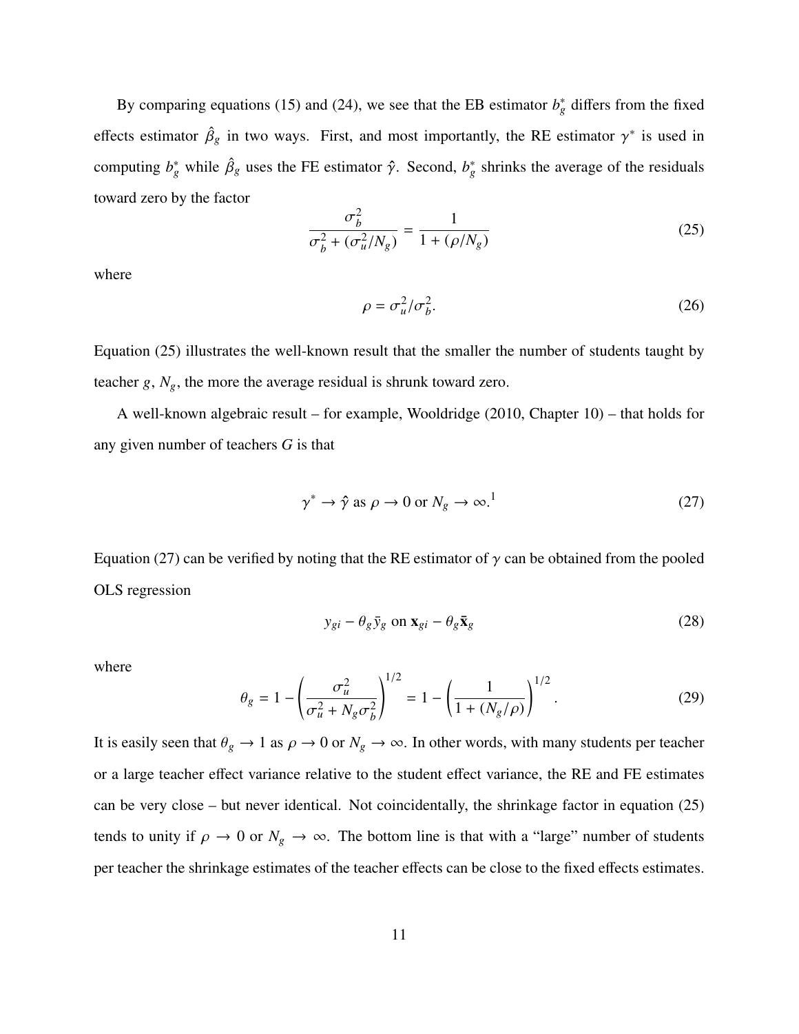By comparing equations (15) and (24), we see that the EB estimator $b_g^*$ differs from the fixed effects estimator $\hat{\beta}_g$ in two ways. First, and most importantly, the RE estimator $\gamma^*$ is used in computing $b_g^*$ while $\hat{\beta}_g$ uses the FE estimator $\hat{\gamma}$. Second, $b_g^*$ shrinks the average of the residuals toward zero by the factor

$$\frac{\sigma_b^2}{\sigma_b^2 + (\sigma_u^2/N_g)} = \frac{1}{1 + (\rho/N_g)} \tag{25}$$

where

$$\rho = \sigma_u^2/\sigma_b^2. \tag{26}$$

Equation (25) illustrates the well-known result that the smaller the number of students taught by teacher $g$, $N_g$, the more the average residual is shrunk toward zero.

A well-known algebraic result – for example, Wooldridge (2010, Chapter 10) – that holds for any given number of teachers $G$ is that

$$\gamma^* \to \hat{\gamma} \text{ as } \rho \to 0 \text{ or } N_g \to \infty.\text{[1]} \tag{27}$$

Equation (27) can be verified by noting that the RE estimator of $\gamma$ can be obtained from the pooled OLS regression

$$y_{gi} - \theta_g \bar{y}_g \text{ on } \mathbf{x}_{gi} - \theta_g \bar{\mathbf{x}}_g \tag{28}$$

where

$$\theta_g = 1 - \left( \frac{\sigma_u^2}{\sigma_u^2 + N_g \sigma_b^2} \right)^{1/2} = 1 - \left( \frac{1}{1 + (N_g/\rho)} \right)^{1/2}. \tag{29}$$

It is easily seen that $\theta_g \to 1$ as $\rho \to 0$ or $N_g \to \infty$. In other words, with many students per teacher or a large teacher effect variance relative to the student effect variance, the RE and FE estimates can be very close – but never identical. Not coincidentally, the shrinkage factor in equation (25) tends to unity if $\rho \to 0$ or $N_g \to \infty$. The bottom line is that with a "large" number of students per teacher the shrinkage estimates of the teacher effects can be close to the fixed effects estimates.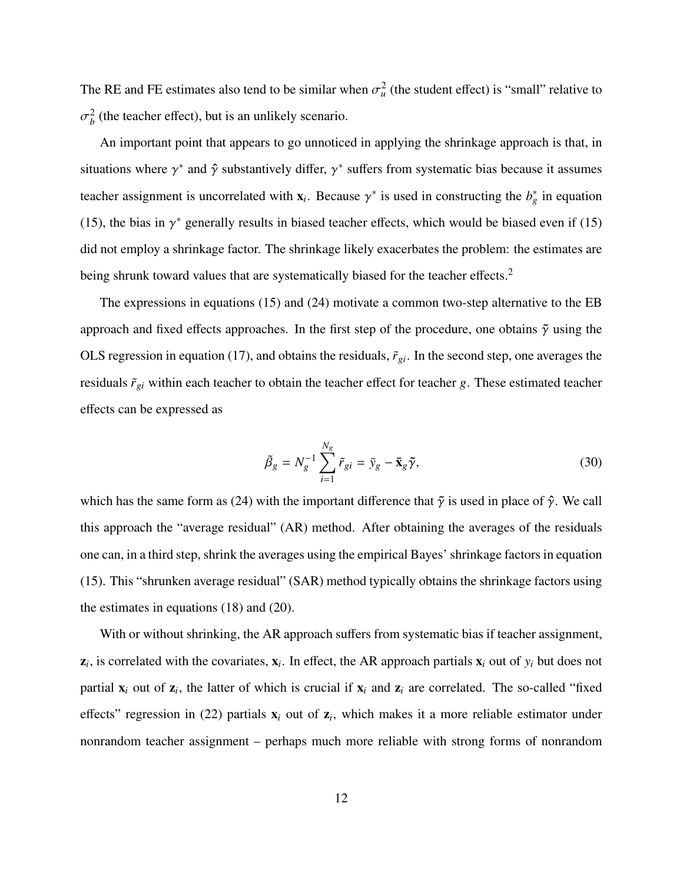The RE and FE estimates also tend to be similar when $\sigma_u^2$ (the student effect) is "small" relative to $\sigma_b^2$ (the teacher effect), but is an unlikely scenario.

An important point that appears to go unnoticed in applying the shrinkage approach is that, in situations where $\gamma^*$ and $\hat{\gamma}$ substantively differ, $\gamma^*$ suffers from systematic bias because it assumes teacher assignment is uncorrelated with $\mathbf{x}_i$. Because $\gamma^*$ is used in constructing the $b_g^*$ in equation (15), the bias in $\gamma^*$ generally results in biased teacher effects, which would be biased even if (15) did not employ a shrinkage factor. The shrinkage likely exacerbates the problem: the estimates are being shrunk toward values that are systematically biased for the teacher effects.[2]

The expressions in equations (15) and (24) motivate a common two-step alternative to the EB approach and fixed effects approaches. In the first step of the procedure, one obtains $\tilde{\gamma}$ using the OLS regression in equation (17), and obtains the residuals, $\tilde{r}_{gi}$. In the second step, one averages the residuals $\tilde{r}_{gi}$ within each teacher to obtain the teacher effect for teacher $g$. These estimated teacher effects can be expressed as

$$\tilde{\beta}_g = N_g^{-1} \sum_{i=1}^{N_g} \tilde{r}_{gi} = \bar{y}_g - \bar{\mathbf{x}}_g \tilde{\gamma}, \tag{30}$$

which has the same form as (24) with the important difference that $\tilde{\gamma}$ is used in place of $\hat{\gamma}$. We call this approach the "average residual" (AR) method. After obtaining the averages of the residuals one can, in a third step, shrink the averages using the empirical Bayes' shrinkage factors in equation (15). This "shrunken average residual" (SAR) method typically obtains the shrinkage factors using the estimates in equations (18) and (20).

With or without shrinking, the AR approach suffers from systematic bias if teacher assignment, $\mathbf{z}_i$, is correlated with the covariates, $\mathbf{x}_i$. In effect, the AR approach partials $\mathbf{x}_i$ out of $y_i$ but does not partial $\mathbf{x}_i$ out of $\mathbf{z}_i$, the latter of which is crucial if $\mathbf{x}_i$ and $\mathbf{z}_i$ are correlated. The so-called "fixed effects" regression in (22) partials $\mathbf{x}_i$ out of $\mathbf{z}_i$, which makes it a more reliable estimator under nonrandom teacher assignment – perhaps much more reliable with strong forms of nonrandom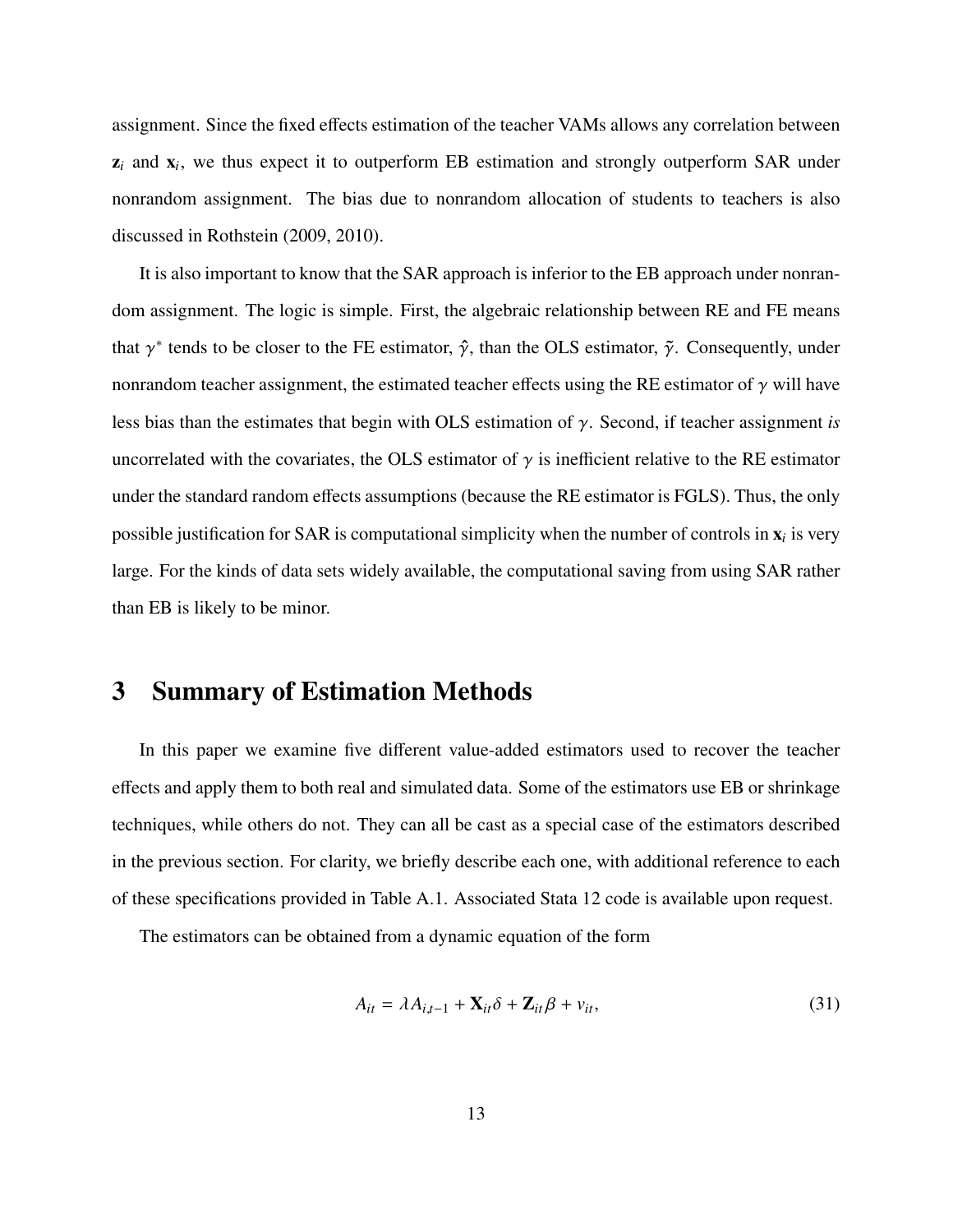assignment. Since the fixed effects estimation of the teacher VAMs allows any correlation between $\mathbf{z}_i$ and $\mathbf{x}_i$, we thus expect it to outperform EB estimation and strongly outperform SAR under nonrandom assignment. The bias due to nonrandom allocation of students to teachers is also discussed in Rothstein (2009, 2010).

It is also important to know that the SAR approach is inferior to the EB approach under nonrandom assignment. The logic is simple. First, the algebraic relationship between RE and FE means that $\gamma^*$ tends to be closer to the FE estimator, $\hat{\gamma}$, than the OLS estimator, $\tilde{\gamma}$. Consequently, under nonrandom teacher assignment, the estimated teacher effects using the RE estimator of $\gamma$ will have less bias than the estimates that begin with OLS estimation of $\gamma$. Second, if teacher assignment *is* uncorrelated with the covariates, the OLS estimator of $\gamma$ is inefficient relative to the RE estimator under the standard random effects assumptions (because the RE estimator is FGLS). Thus, the only possible justification for SAR is computational simplicity when the number of controls in $\mathbf{x}_i$ is very large. For the kinds of data sets widely available, the computational saving from using SAR rather than EB is likely to be minor.

# 3 Summary of Estimation Methods

In this paper we examine five different value-added estimators used to recover the teacher effects and apply them to both real and simulated data. Some of the estimators use EB or shrinkage techniques, while others do not. They can all be cast as a special case of the estimators described in the previous section. For clarity, we briefly describe each one, with additional reference to each of these specifications provided in Table A.1. Associated Stata 12 code is available upon request.

The estimators can be obtained from a dynamic equation of the form

$$A_{it} = \lambda A_{i,t-1} + \mathbf{X}_{it}\delta + \mathbf{Z}_{it}\beta + v_{it}, \tag{31}$$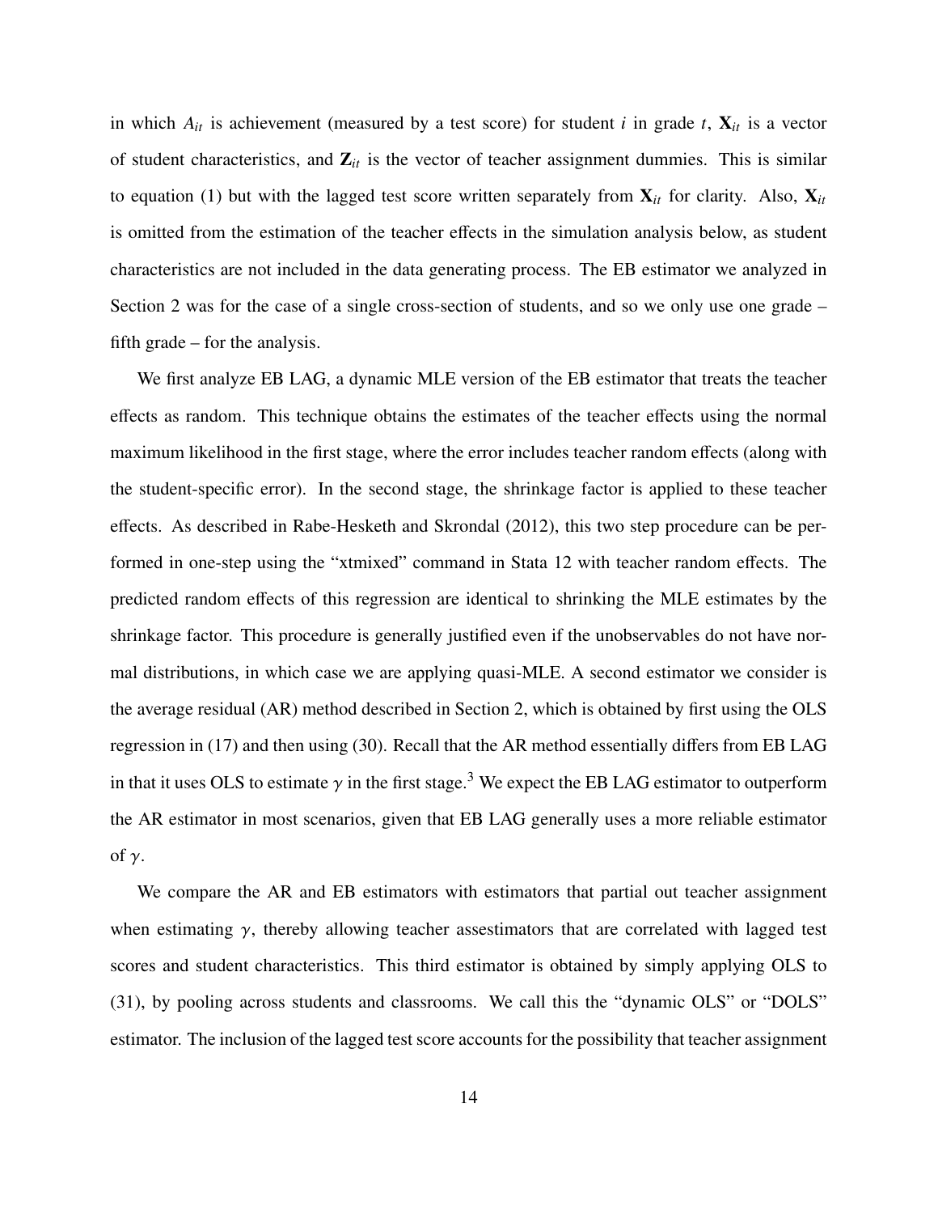in which $A_{it}$ is achievement (measured by a test score) for student $i$ in grade $t$, $\mathbf{X}_{it}$ is a vector of student characteristics, and $\mathbf{Z}_{it}$ is the vector of teacher assignment dummies. This is similar to equation (1) but with the lagged test score written separately from $\mathbf{X}_{it}$ for clarity. Also, $\mathbf{X}_{it}$ is omitted from the estimation of the teacher effects in the simulation analysis below, as student characteristics are not included in the data generating process. The EB estimator we analyzed in Section 2 was for the case of a single cross-section of students, and so we only use one grade – fifth grade – for the analysis.

We first analyze EB LAG, a dynamic MLE version of the EB estimator that treats the teacher effects as random. This technique obtains the estimates of the teacher effects using the normal maximum likelihood in the first stage, where the error includes teacher random effects (along with the student-specific error). In the second stage, the shrinkage factor is applied to these teacher effects. As described in Rabe-Hesketh and Skrondal (2012), this two step procedure can be performed in one-step using the "xtmixed" command in Stata 12 with teacher random effects. The predicted random effects of this regression are identical to shrinking the MLE estimates by the shrinkage factor. This procedure is generally justified even if the unobservables do not have normal distributions, in which case we are applying quasi-MLE. A second estimator we consider is the average residual (AR) method described in Section 2, which is obtained by first using the OLS regression in (17) and then using (30). Recall that the AR method essentially differs from EB LAG in that it uses OLS to estimate $\gamma$ in the first stage.[3] We expect the EB LAG estimator to outperform the AR estimator in most scenarios, given that EB LAG generally uses a more reliable estimator of $\gamma$.

We compare the AR and EB estimators with estimators that partial out teacher assignment when estimating $\gamma$, thereby allowing teacher assestimators that are correlated with lagged test scores and student characteristics. This third estimator is obtained by simply applying OLS to (31), by pooling across students and classrooms. We call this the "dynamic OLS" or "DOLS" estimator. The inclusion of the lagged test score accounts for the possibility that teacher assignment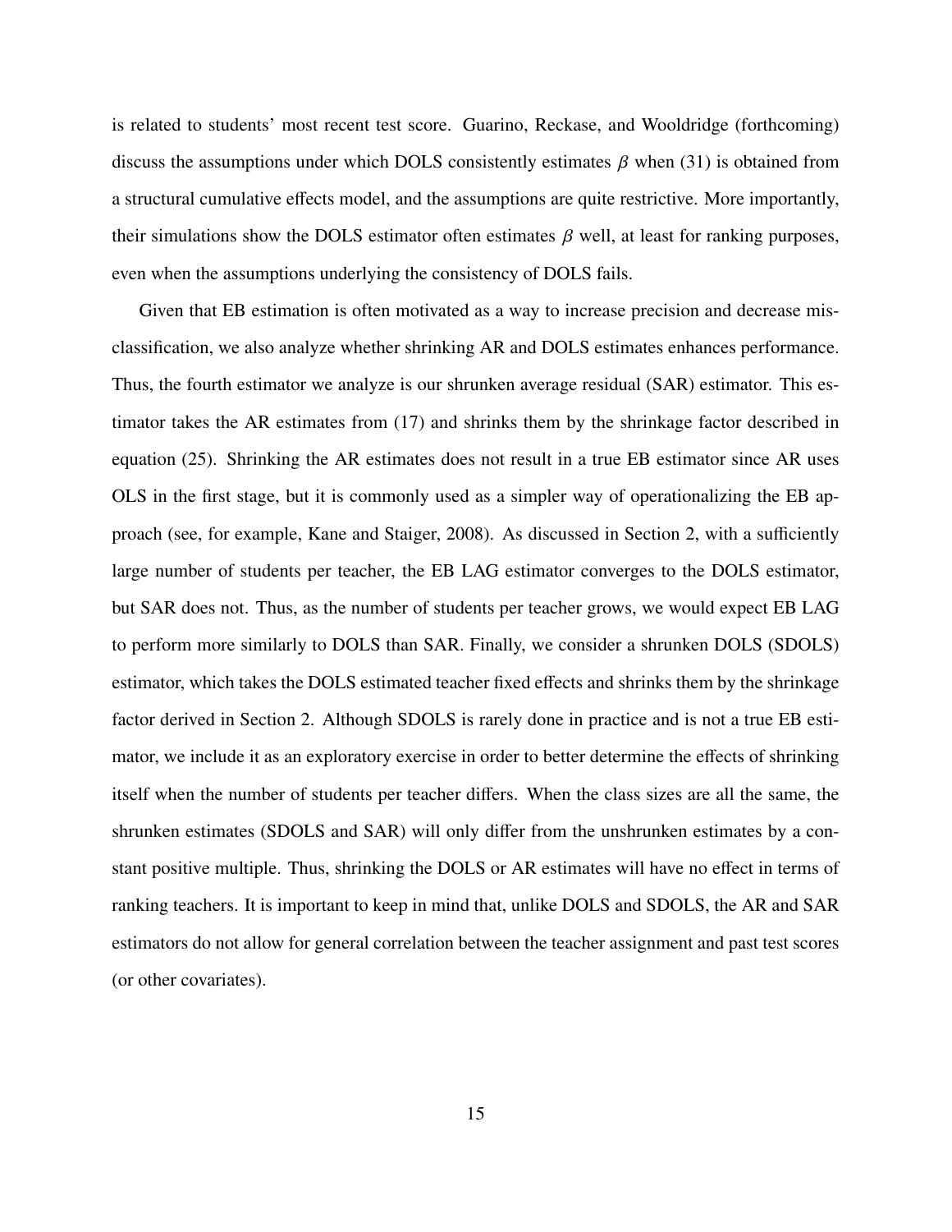is related to students' most recent test score. Guarino, Reckase, and Wooldridge (forthcoming) discuss the assumptions under which DOLS consistently estimates $\beta$ when (31) is obtained from a structural cumulative effects model, and the assumptions are quite restrictive. More importantly, their simulations show the DOLS estimator often estimates $\beta$ well, at least for ranking purposes, even when the assumptions underlying the consistency of DOLS fails.

Given that EB estimation is often motivated as a way to increase precision and decrease misclassification, we also analyze whether shrinking AR and DOLS estimates enhances performance. Thus, the fourth estimator we analyze is our shrunken average residual (SAR) estimator. This estimator takes the AR estimates from (17) and shrinks them by the shrinkage factor described in equation (25). Shrinking the AR estimates does not result in a true EB estimator since AR uses OLS in the first stage, but it is commonly used as a simpler way of operationalizing the EB approach (see, for example, Kane and Staiger, 2008). As discussed in Section 2, with a sufficiently large number of students per teacher, the EB LAG estimator converges to the DOLS estimator, but SAR does not. Thus, as the number of students per teacher grows, we would expect EB LAG to perform more similarly to DOLS than SAR. Finally, we consider a shrunken DOLS (SDOLS) estimator, which takes the DOLS estimated teacher fixed effects and shrinks them by the shrinkage factor derived in Section 2. Although SDOLS is rarely done in practice and is not a true EB estimator, we include it as an exploratory exercise in order to better determine the effects of shrinking itself when the number of students per teacher differs. When the class sizes are all the same, the shrunken estimates (SDOLS and SAR) will only differ from the unshrunken estimates by a constant positive multiple. Thus, shrinking the DOLS or AR estimates will have no effect in terms of ranking teachers. It is important to keep in mind that, unlike DOLS and SDOLS, the AR and SAR estimators do not allow for general correlation between the teacher assignment and past test scores (or other covariates).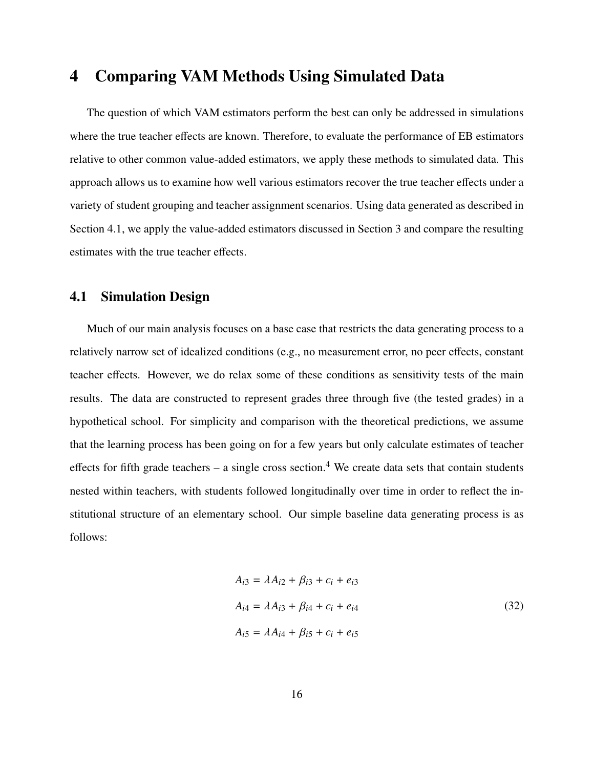# 4 Comparing VAM Methods Using Simulated Data

The question of which VAM estimators perform the best can only be addressed in simulations where the true teacher effects are known. Therefore, to evaluate the performance of EB estimators relative to other common value-added estimators, we apply these methods to simulated data. This approach allows us to examine how well various estimators recover the true teacher effects under a variety of student grouping and teacher assignment scenarios. Using data generated as described in Section 4.1, we apply the value-added estimators discussed in Section 3 and compare the resulting estimates with the true teacher effects.

## 4.1 Simulation Design

Much of our main analysis focuses on a base case that restricts the data generating process to a relatively narrow set of idealized conditions (e.g., no measurement error, no peer effects, constant teacher effects. However, we do relax some of these conditions as sensitivity tests of the main results. The data are constructed to represent grades three through five (the tested grades) in a hypothetical school. For simplicity and comparison with the theoretical predictions, we assume that the learning process has been going on for a few years but only calculate estimates of teacher effects for fifth grade teachers – a single cross section.[4] We create data sets that contain students nested within teachers, with students followed longitudinally over time in order to reflect the institutional structure of an elementary school. Our simple baseline data generating process is as follows:

$$
\begin{aligned}
A_{i3} &= \lambda A_{i2} + \beta_{i3} + c_i + e_{i3} \\
A_{i4} &= \lambda A_{i3} + \beta_{i4} + c_i + e_{i4} \qquad (32) \\
A_{i5} &= \lambda A_{i4} + \beta_{i5} + c_i + e_{i5}
\end{aligned}
$$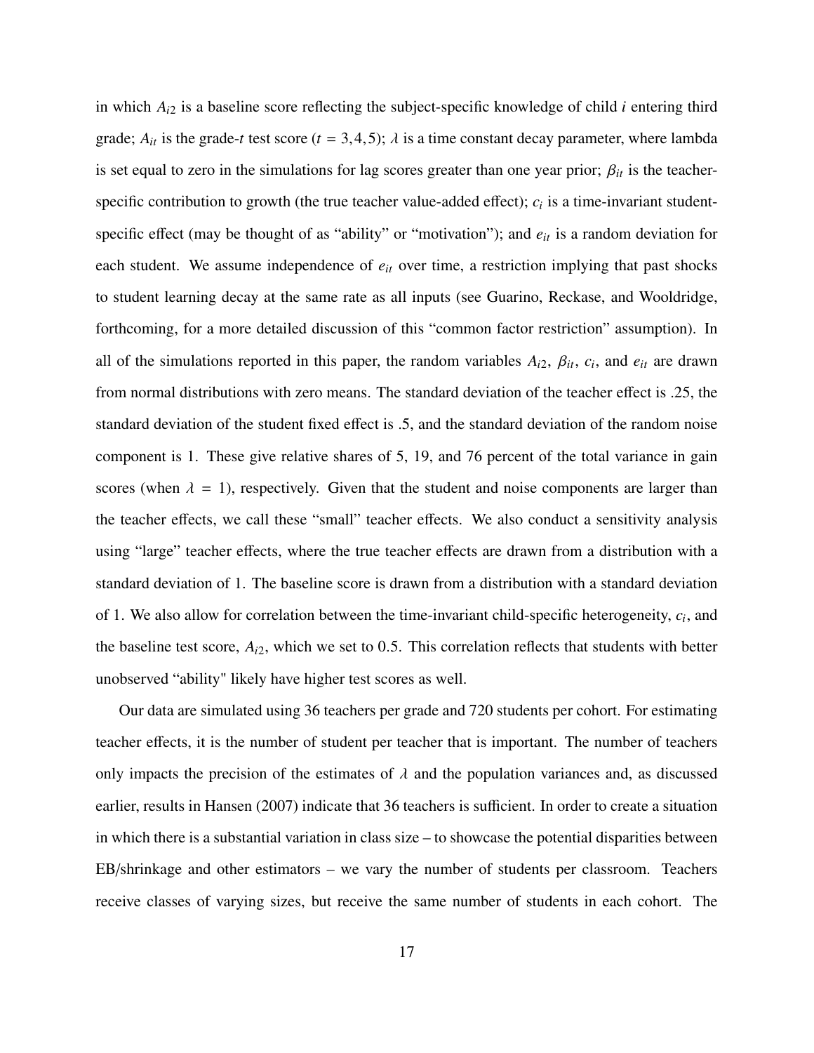in which $A_{i2}$ is a baseline score reflecting the subject-specific knowledge of child $i$ entering third grade; $A_{it}$ is the grade-$t$ test score ($t = 3, 4, 5$); $\lambda$ is a time constant decay parameter, where lambda is set equal to zero in the simulations for lag scores greater than one year prior; $\beta_{it}$ is the teacher-specific contribution to growth (the true teacher value-added effect); $c_i$ is a time-invariant student-specific effect (may be thought of as "ability" or "motivation"); and $e_{it}$ is a random deviation for each student. We assume independence of $e_{it}$ over time, a restriction implying that past shocks to student learning decay at the same rate as all inputs (see Guarino, Reckase, and Wooldridge, forthcoming, for a more detailed discussion of this "common factor restriction" assumption). In all of the simulations reported in this paper, the random variables $A_{i2}$, $\beta_{it}$, $c_i$, and $e_{it}$ are drawn from normal distributions with zero means. The standard deviation of the teacher effect is .25, the standard deviation of the student fixed effect is .5, and the standard deviation of the random noise component is 1. These give relative shares of 5, 19, and 76 percent of the total variance in gain scores (when $\lambda = 1$), respectively. Given that the student and noise components are larger than the teacher effects, we call these "small" teacher effects. We also conduct a sensitivity analysis using "large" teacher effects, where the true teacher effects are drawn from a distribution with a standard deviation of 1. The baseline score is drawn from a distribution with a standard deviation of 1. We also allow for correlation between the time-invariant child-specific heterogeneity, $c_i$, and the baseline test score, $A_{i2}$, which we set to 0.5. This correlation reflects that students with better unobserved "ability" likely have higher test scores as well.

Our data are simulated using 36 teachers per grade and 720 students per cohort. For estimating teacher effects, it is the number of student per teacher that is important. The number of teachers only impacts the precision of the estimates of $\lambda$ and the population variances and, as discussed earlier, results in Hansen (2007) indicate that 36 teachers is sufficient. In order to create a situation in which there is a substantial variation in class size – to showcase the potential disparities between EB/shrinkage and other estimators – we vary the number of students per classroom. Teachers receive classes of varying sizes, but receive the same number of students in each cohort. The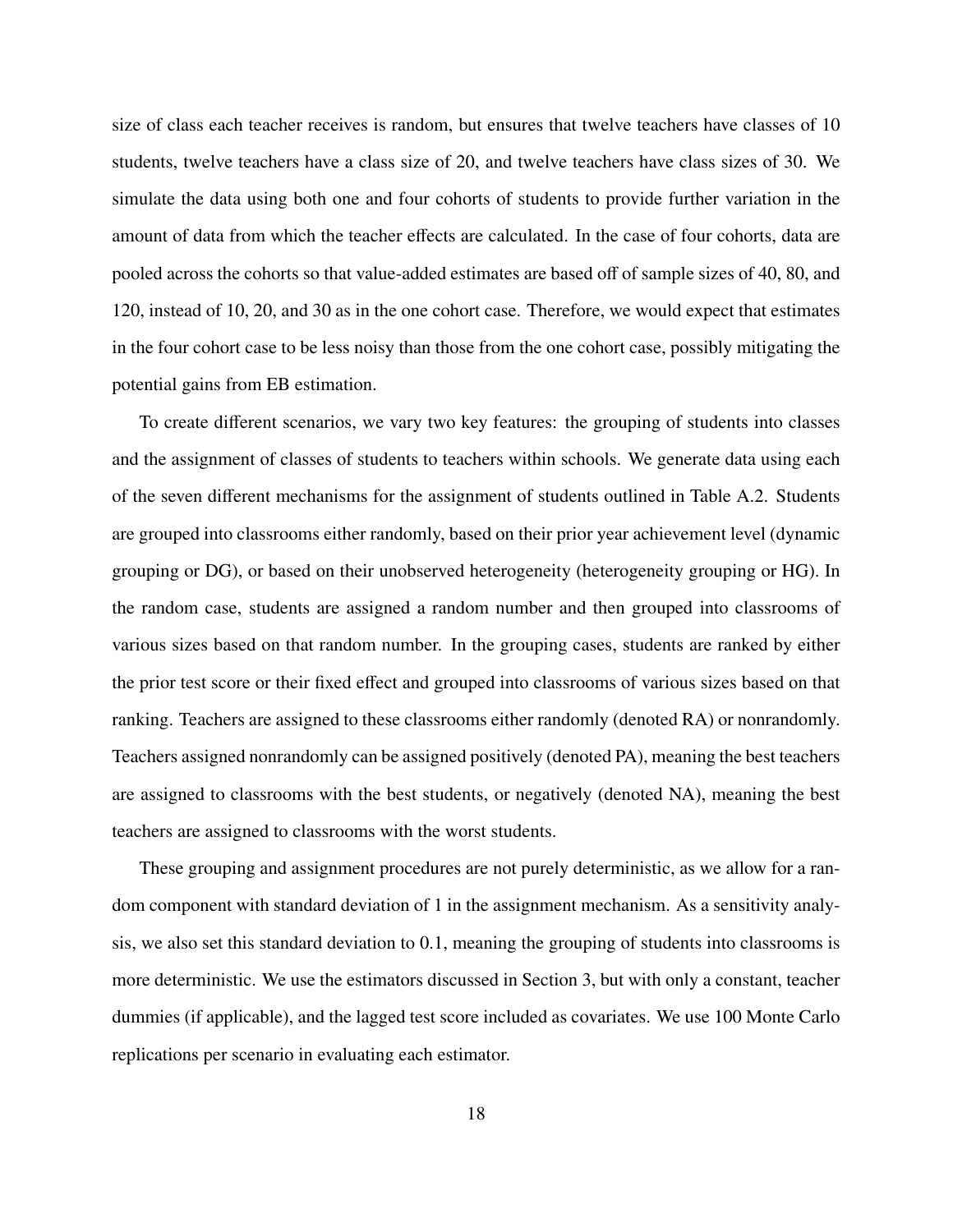size of class each teacher receives is random, but ensures that twelve teachers have classes of 10 students, twelve teachers have a class size of 20, and twelve teachers have class sizes of 30. We simulate the data using both one and four cohorts of students to provide further variation in the amount of data from which the teacher effects are calculated. In the case of four cohorts, data are pooled across the cohorts so that value-added estimates are based off of sample sizes of 40, 80, and 120, instead of 10, 20, and 30 as in the one cohort case. Therefore, we would expect that estimates in the four cohort case to be less noisy than those from the one cohort case, possibly mitigating the potential gains from EB estimation.

To create different scenarios, we vary two key features: the grouping of students into classes and the assignment of classes of students to teachers within schools. We generate data using each of the seven different mechanisms for the assignment of students outlined in Table A.2. Students are grouped into classrooms either randomly, based on their prior year achievement level (dynamic grouping or DG), or based on their unobserved heterogeneity (heterogeneity grouping or HG). In the random case, students are assigned a random number and then grouped into classrooms of various sizes based on that random number. In the grouping cases, students are ranked by either the prior test score or their fixed effect and grouped into classrooms of various sizes based on that ranking. Teachers are assigned to these classrooms either randomly (denoted RA) or nonrandomly. Teachers assigned nonrandomly can be assigned positively (denoted PA), meaning the best teachers are assigned to classrooms with the best students, or negatively (denoted NA), meaning the best teachers are assigned to classrooms with the worst students.

These grouping and assignment procedures are not purely deterministic, as we allow for a random component with standard deviation of 1 in the assignment mechanism. As a sensitivity analysis, we also set this standard deviation to 0.1, meaning the grouping of students into classrooms is more deterministic. We use the estimators discussed in Section 3, but with only a constant, teacher dummies (if applicable), and the lagged test score included as covariates. We use 100 Monte Carlo replications per scenario in evaluating each estimator.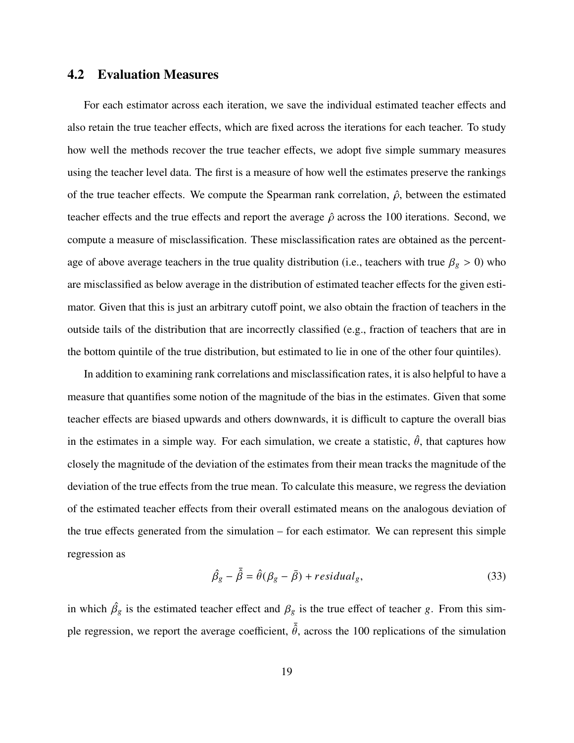## 4.2 Evaluation Measures

For each estimator across each iteration, we save the individual estimated teacher effects and also retain the true teacher effects, which are fixed across the iterations for each teacher. To study how well the methods recover the true teacher effects, we adopt five simple summary measures using the teacher level data. The first is a measure of how well the estimates preserve the rankings of the true teacher effects. We compute the Spearman rank correlation, $\hat{\rho}$, between the estimated teacher effects and the true effects and report the average $\hat{\rho}$ across the 100 iterations. Second, we compute a measure of misclassification. These misclassification rates are obtained as the percentage of above average teachers in the true quality distribution (i.e., teachers with true $\beta_g > 0$) who are misclassified as below average in the distribution of estimated teacher effects for the given estimator. Given that this is just an arbitrary cutoff point, we also obtain the fraction of teachers in the outside tails of the distribution that are incorrectly classified (e.g., fraction of teachers that are in the bottom quintile of the true distribution, but estimated to lie in one of the other four quintiles).

In addition to examining rank correlations and misclassification rates, it is also helpful to have a measure that quantifies some notion of the magnitude of the bias in the estimates. Given that some teacher effects are biased upwards and others downwards, it is difficult to capture the overall bias in the estimates in a simple way. For each simulation, we create a statistic, $\hat{\theta}$, that captures how closely the magnitude of the deviation of the estimates from their mean tracks the magnitude of the deviation of the true effects from the true mean. To calculate this measure, we regress the deviation of the estimated teacher effects from their overall estimated means on the analogous deviation of the true effects generated from the simulation – for each estimator. We can represent this simple regression as

$$\hat{\beta}_g - \bar{\hat{\beta}} = \hat{\theta}(\beta_g - \bar{\beta}) + residual_g, \tag{33}$$

in which $\hat{\beta}_g$ is the estimated teacher effect and $\beta_g$ is the true effect of teacher $g$. From this simple regression, we report the average coefficient, $\bar{\hat{\theta}}$, across the 100 replications of the simulation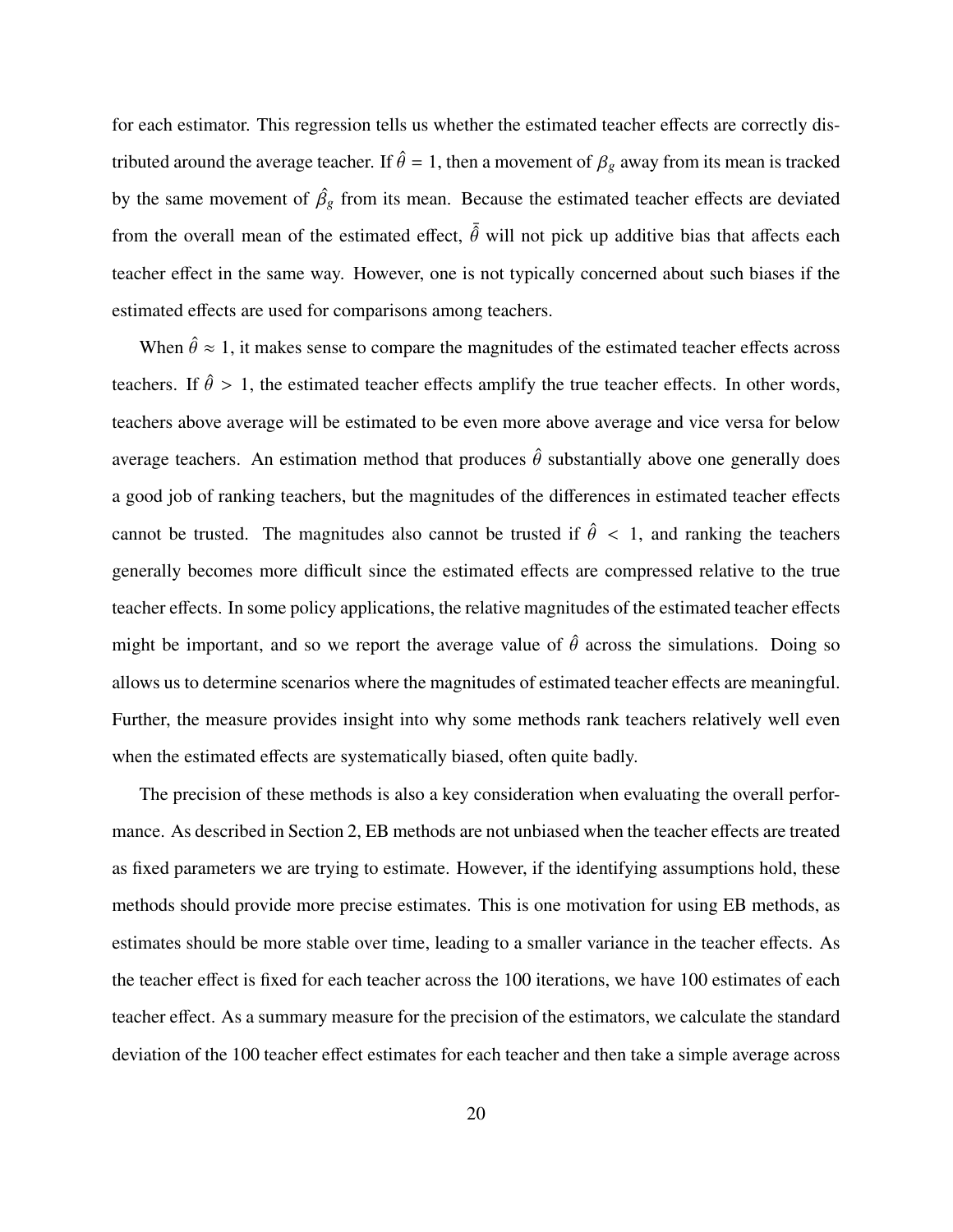for each estimator. This regression tells us whether the estimated teacher effects are correctly distributed around the average teacher. If $\hat{\theta} = 1$, then a movement of $\beta_g$ away from its mean is tracked by the same movement of $\hat{\beta}_g$ from its mean. Because the estimated teacher effects are deviated from the overall mean of the estimated effect, $\bar{\hat{\theta}}$ will not pick up additive bias that affects each teacher effect in the same way. However, one is not typically concerned about such biases if the estimated effects are used for comparisons among teachers.

When $\hat{\theta} \approx 1$, it makes sense to compare the magnitudes of the estimated teacher effects across teachers. If $\hat{\theta} > 1$, the estimated teacher effects amplify the true teacher effects. In other words, teachers above average will be estimated to be even more above average and vice versa for below average teachers. An estimation method that produces $\hat{\theta}$ substantially above one generally does a good job of ranking teachers, but the magnitudes of the differences in estimated teacher effects cannot be trusted. The magnitudes also cannot be trusted if $\hat{\theta} < 1$, and ranking the teachers generally becomes more difficult since the estimated effects are compressed relative to the true teacher effects. In some policy applications, the relative magnitudes of the estimated teacher effects might be important, and so we report the average value of $\hat{\theta}$ across the simulations. Doing so allows us to determine scenarios where the magnitudes of estimated teacher effects are meaningful. Further, the measure provides insight into why some methods rank teachers relatively well even when the estimated effects are systematically biased, often quite badly.

The precision of these methods is also a key consideration when evaluating the overall performance. As described in Section 2, EB methods are not unbiased when the teacher effects are treated as fixed parameters we are trying to estimate. However, if the identifying assumptions hold, these methods should provide more precise estimates. This is one motivation for using EB methods, as estimates should be more stable over time, leading to a smaller variance in the teacher effects. As the teacher effect is fixed for each teacher across the 100 iterations, we have 100 estimates of each teacher effect. As a summary measure for the precision of the estimators, we calculate the standard deviation of the 100 teacher effect estimates for each teacher and then take a simple average across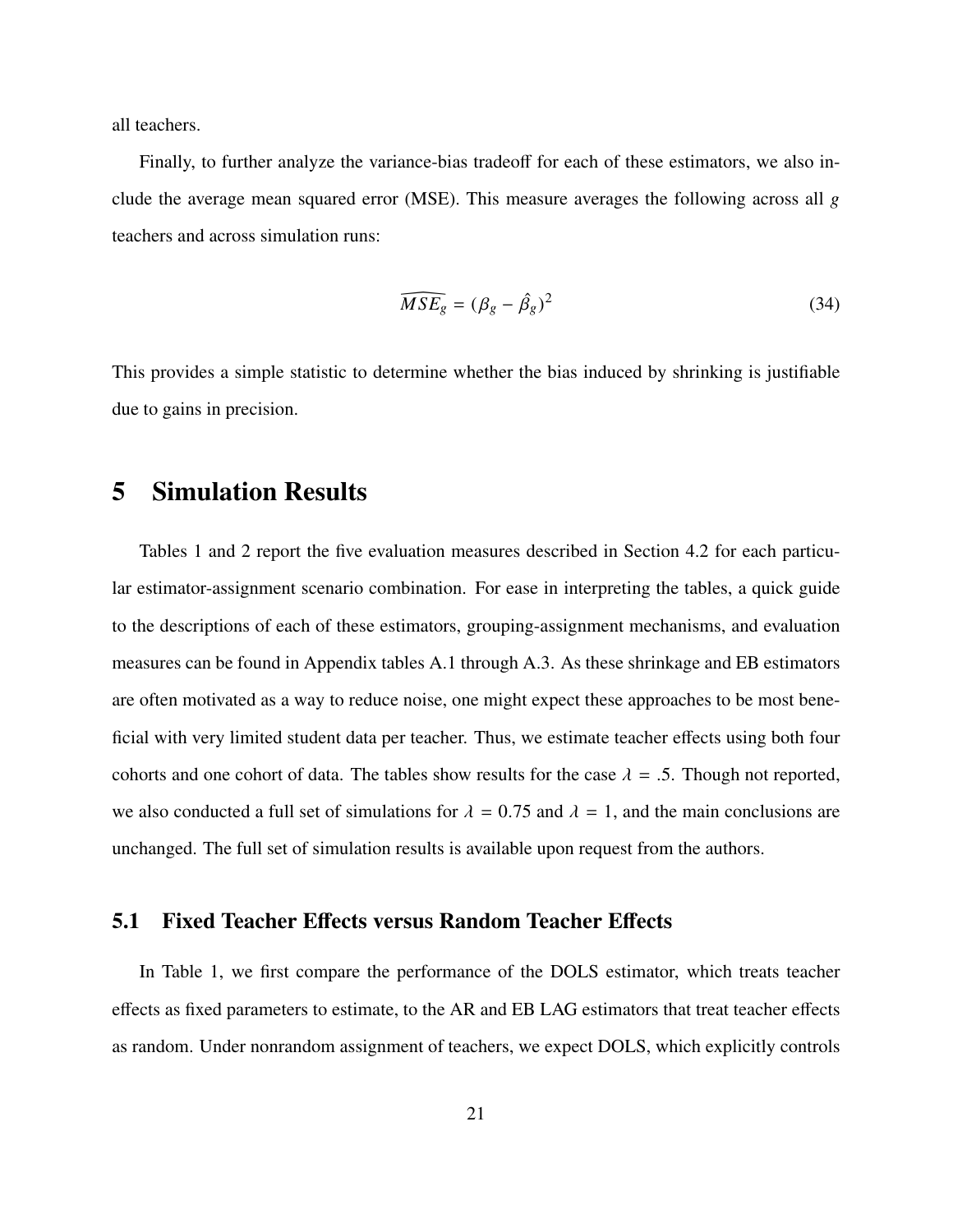all teachers.

Finally, to further analyze the variance-bias tradeoff for each of these estimators, we also include the average mean squared error (MSE). This measure averages the following across all $g$ teachers and across simulation runs:

$$\widehat{MSE_g} = (\beta_g - \hat{\beta}_g)^2 \tag{34}$$

This provides a simple statistic to determine whether the bias induced by shrinking is justifiable due to gains in precision.

# 5 Simulation Results

Tables 1 and 2 report the five evaluation measures described in Section 4.2 for each particular estimator-assignment scenario combination. For ease in interpreting the tables, a quick guide to the descriptions of each of these estimators, grouping-assignment mechanisms, and evaluation measures can be found in Appendix tables A.1 through A.3. As these shrinkage and EB estimators are often motivated as a way to reduce noise, one might expect these approaches to be most beneficial with very limited student data per teacher. Thus, we estimate teacher effects using both four cohorts and one cohort of data. The tables show results for the case $\lambda = .5$. Though not reported, we also conducted a full set of simulations for $\lambda = 0.75$ and $\lambda = 1$, and the main conclusions are unchanged. The full set of simulation results is available upon request from the authors.

## 5.1 Fixed Teacher Effects versus Random Teacher Effects

In Table 1, we first compare the performance of the DOLS estimator, which treats teacher effects as fixed parameters to estimate, to the AR and EB LAG estimators that treat teacher effects as random. Under nonrandom assignment of teachers, we expect DOLS, which explicitly controls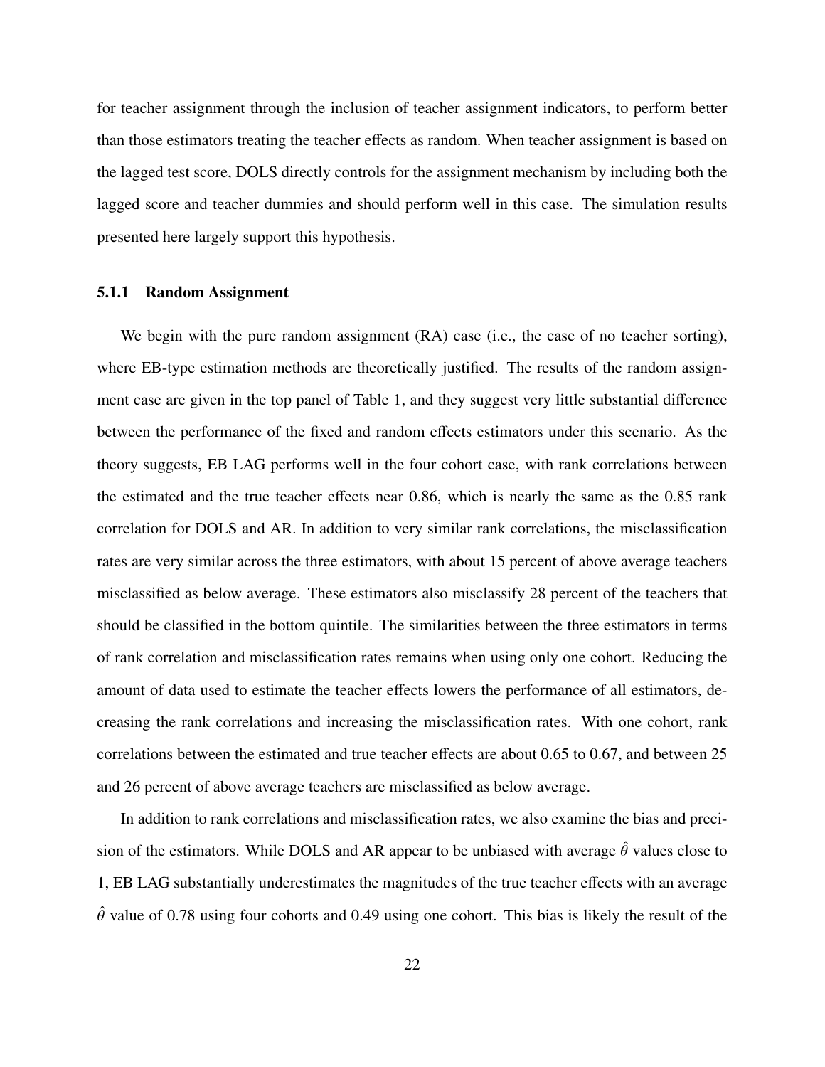for teacher assignment through the inclusion of teacher assignment indicators, to perform better than those estimators treating the teacher effects as random. When teacher assignment is based on the lagged test score, DOLS directly controls for the assignment mechanism by including both the lagged score and teacher dummies and should perform well in this case. The simulation results presented here largely support this hypothesis.

### 5.1.1 Random Assignment

We begin with the pure random assignment (RA) case (i.e., the case of no teacher sorting), where EB-type estimation methods are theoretically justified. The results of the random assignment case are given in the top panel of Table 1, and they suggest very little substantial difference between the performance of the fixed and random effects estimators under this scenario. As the theory suggests, EB LAG performs well in the four cohort case, with rank correlations between the estimated and the true teacher effects near 0.86, which is nearly the same as the 0.85 rank correlation for DOLS and AR. In addition to very similar rank correlations, the misclassification rates are very similar across the three estimators, with about 15 percent of above average teachers misclassified as below average. These estimators also misclassify 28 percent of the teachers that should be classified in the bottom quintile. The similarities between the three estimators in terms of rank correlation and misclassification rates remains when using only one cohort. Reducing the amount of data used to estimate the teacher effects lowers the performance of all estimators, decreasing the rank correlations and increasing the misclassification rates. With one cohort, rank correlations between the estimated and true teacher effects are about 0.65 to 0.67, and between 25 and 26 percent of above average teachers are misclassified as below average.

In addition to rank correlations and misclassification rates, we also examine the bias and precision of the estimators. While DOLS and AR appear to be unbiased with average $\hat{\theta}$ values close to 1, EB LAG substantially underestimates the magnitudes of the true teacher effects with an average $\hat{\theta}$ value of 0.78 using four cohorts and 0.49 using one cohort. This bias is likely the result of the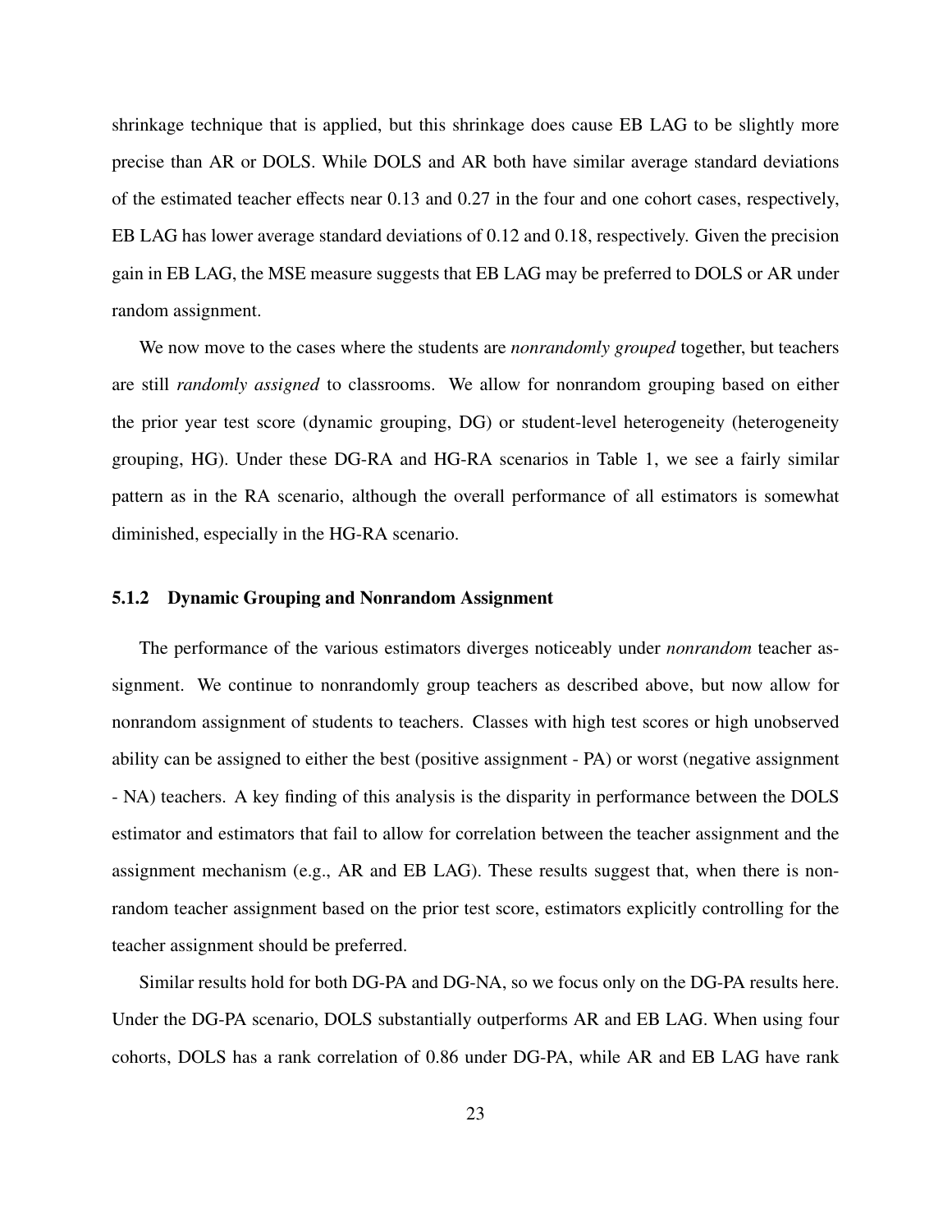shrinkage technique that is applied, but this shrinkage does cause EB LAG to be slightly more precise than AR or DOLS. While DOLS and AR both have similar average standard deviations of the estimated teacher effects near 0.13 and 0.27 in the four and one cohort cases, respectively, EB LAG has lower average standard deviations of 0.12 and 0.18, respectively. Given the precision gain in EB LAG, the MSE measure suggests that EB LAG may be preferred to DOLS or AR under random assignment.

We now move to the cases where the students are *nonrandomly grouped* together, but teachers are still *randomly assigned* to classrooms. We allow for nonrandom grouping based on either the prior year test score (dynamic grouping, DG) or student-level heterogeneity (heterogeneity grouping, HG). Under these DG-RA and HG-RA scenarios in Table 1, we see a fairly similar pattern as in the RA scenario, although the overall performance of all estimators is somewhat diminished, especially in the HG-RA scenario.

### 5.1.2 Dynamic Grouping and Nonrandom Assignment

The performance of the various estimators diverges noticeably under *nonrandom* teacher assignment. We continue to nonrandomly group teachers as described above, but now allow for nonrandom assignment of students to teachers. Classes with high test scores or high unobserved ability can be assigned to either the best (positive assignment - PA) or worst (negative assignment - NA) teachers. A key finding of this analysis is the disparity in performance between the DOLS estimator and estimators that fail to allow for correlation between the teacher assignment and the assignment mechanism (e.g., AR and EB LAG). These results suggest that, when there is nonrandom teacher assignment based on the prior test score, estimators explicitly controlling for the teacher assignment should be preferred.

Similar results hold for both DG-PA and DG-NA, so we focus only on the DG-PA results here. Under the DG-PA scenario, DOLS substantially outperforms AR and EB LAG. When using four cohorts, DOLS has a rank correlation of 0.86 under DG-PA, while AR and EB LAG have rank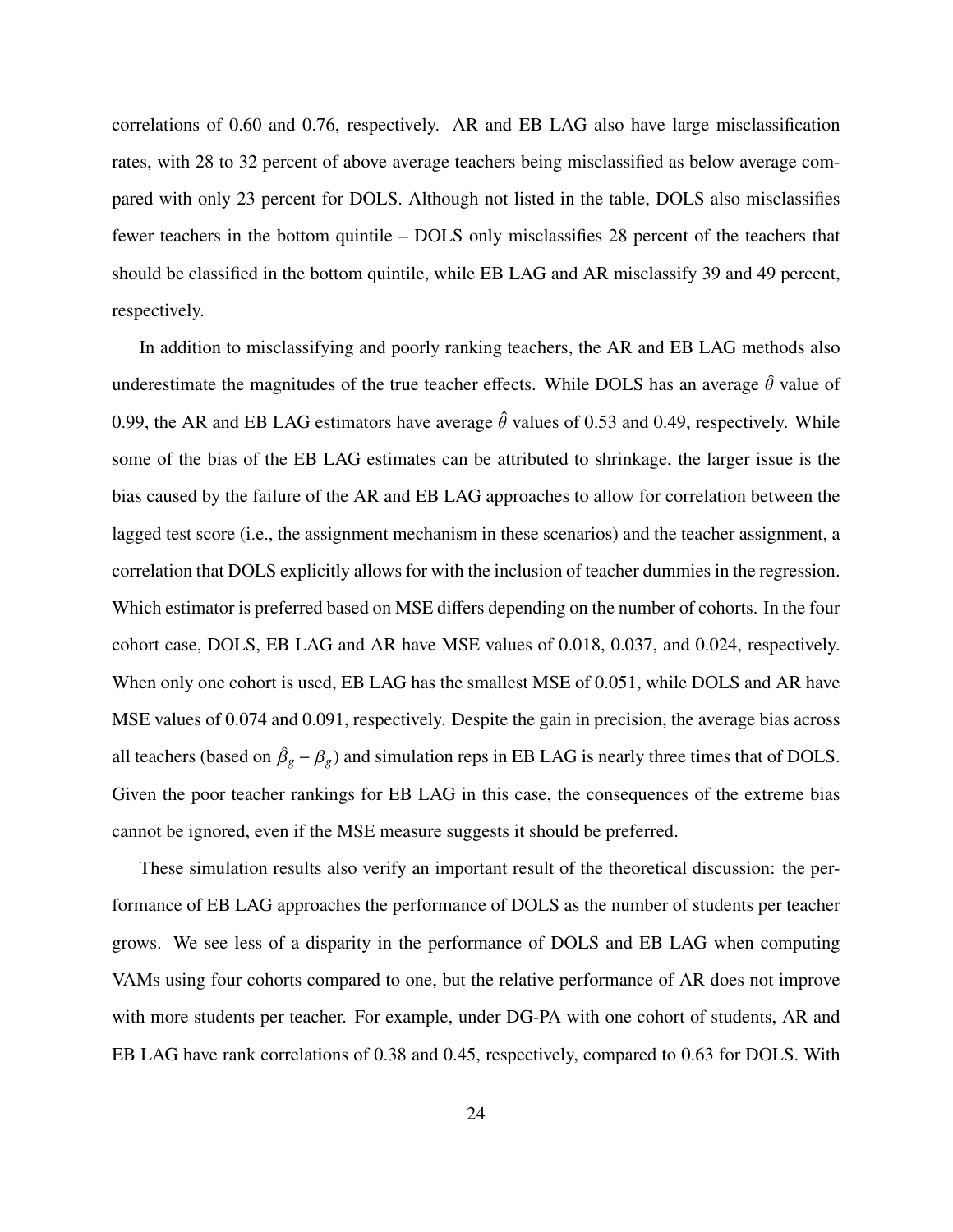correlations of 0.60 and 0.76, respectively. AR and EB LAG also have large misclassification rates, with 28 to 32 percent of above average teachers being misclassified as below average compared with only 23 percent for DOLS. Although not listed in the table, DOLS also misclassifies fewer teachers in the bottom quintile – DOLS only misclassifies 28 percent of the teachers that should be classified in the bottom quintile, while EB LAG and AR misclassify 39 and 49 percent, respectively.

In addition to misclassifying and poorly ranking teachers, the AR and EB LAG methods also underestimate the magnitudes of the true teacher effects. While DOLS has an average $\hat{\theta}$ value of 0.99, the AR and EB LAG estimators have average $\hat{\theta}$ values of 0.53 and 0.49, respectively. While some of the bias of the EB LAG estimates can be attributed to shrinkage, the larger issue is the bias caused by the failure of the AR and EB LAG approaches to allow for correlation between the lagged test score (i.e., the assignment mechanism in these scenarios) and the teacher assignment, a correlation that DOLS explicitly allows for with the inclusion of teacher dummies in the regression. Which estimator is preferred based on MSE differs depending on the number of cohorts. In the four cohort case, DOLS, EB LAG and AR have MSE values of 0.018, 0.037, and 0.024, respectively. When only one cohort is used, EB LAG has the smallest MSE of 0.051, while DOLS and AR have MSE values of 0.074 and 0.091, respectively. Despite the gain in precision, the average bias across all teachers (based on $\hat{\beta}_g - \beta_g$) and simulation reps in EB LAG is nearly three times that of DOLS. Given the poor teacher rankings for EB LAG in this case, the consequences of the extreme bias cannot be ignored, even if the MSE measure suggests it should be preferred.

These simulation results also verify an important result of the theoretical discussion: the performance of EB LAG approaches the performance of DOLS as the number of students per teacher grows. We see less of a disparity in the performance of DOLS and EB LAG when computing VAMs using four cohorts compared to one, but the relative performance of AR does not improve with more students per teacher. For example, under DG-PA with one cohort of students, AR and EB LAG have rank correlations of 0.38 and 0.45, respectively, compared to 0.63 for DOLS. With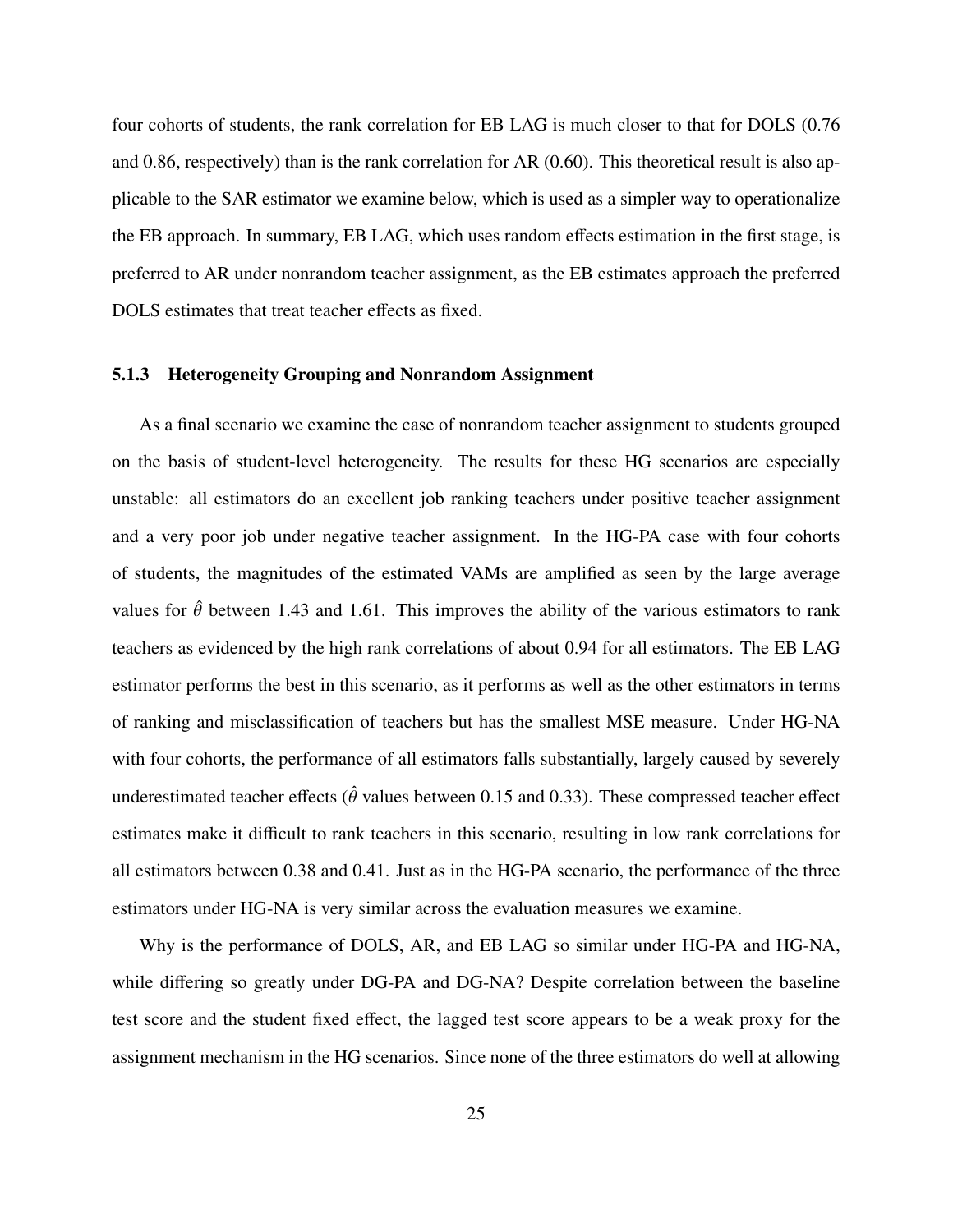four cohorts of students, the rank correlation for EB LAG is much closer to that for DOLS (0.76 and 0.86, respectively) than is the rank correlation for AR (0.60). This theoretical result is also applicable to the SAR estimator we examine below, which is used as a simpler way to operationalize the EB approach. In summary, EB LAG, which uses random effects estimation in the first stage, is preferred to AR under nonrandom teacher assignment, as the EB estimates approach the preferred DOLS estimates that treat teacher effects as fixed.

### 5.1.3 Heterogeneity Grouping and Nonrandom Assignment

As a final scenario we examine the case of nonrandom teacher assignment to students grouped on the basis of student-level heterogeneity. The results for these HG scenarios are especially unstable: all estimators do an excellent job ranking teachers under positive teacher assignment and a very poor job under negative teacher assignment. In the HG-PA case with four cohorts of students, the magnitudes of the estimated VAMs are amplified as seen by the large average values for $\hat{\theta}$ between 1.43 and 1.61. This improves the ability of the various estimators to rank teachers as evidenced by the high rank correlations of about 0.94 for all estimators. The EB LAG estimator performs the best in this scenario, as it performs as well as the other estimators in terms of ranking and misclassification of teachers but has the smallest MSE measure. Under HG-NA with four cohorts, the performance of all estimators falls substantially, largely caused by severely underestimated teacher effects ($\hat{\theta}$ values between 0.15 and 0.33). These compressed teacher effect estimates make it difficult to rank teachers in this scenario, resulting in low rank correlations for all estimators between 0.38 and 0.41. Just as in the HG-PA scenario, the performance of the three estimators under HG-NA is very similar across the evaluation measures we examine.

Why is the performance of DOLS, AR, and EB LAG so similar under HG-PA and HG-NA, while differing so greatly under DG-PA and DG-NA? Despite correlation between the baseline test score and the student fixed effect, the lagged test score appears to be a weak proxy for the assignment mechanism in the HG scenarios. Since none of the three estimators do well at allowing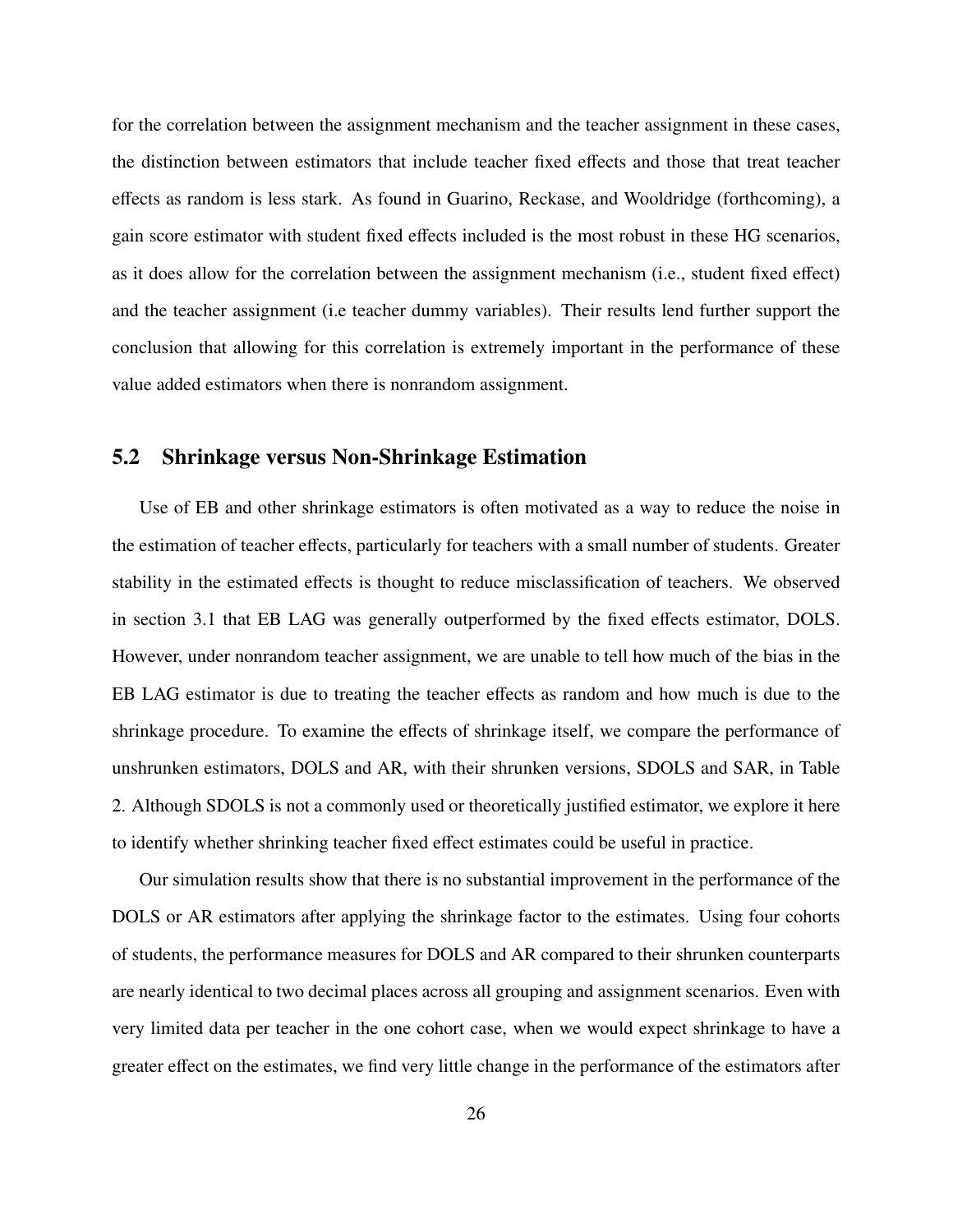for the correlation between the assignment mechanism and the teacher assignment in these cases, the distinction between estimators that include teacher fixed effects and those that treat teacher effects as random is less stark. As found in Guarino, Reckase, and Wooldridge (forthcoming), a gain score estimator with student fixed effects included is the most robust in these HG scenarios, as it does allow for the correlation between the assignment mechanism (i.e., student fixed effect) and the teacher assignment (i.e teacher dummy variables). Their results lend further support the conclusion that allowing for this correlation is extremely important in the performance of these value added estimators when there is nonrandom assignment.

## 5.2 Shrinkage versus Non-Shrinkage Estimation

Use of EB and other shrinkage estimators is often motivated as a way to reduce the noise in the estimation of teacher effects, particularly for teachers with a small number of students. Greater stability in the estimated effects is thought to reduce misclassification of teachers. We observed in section 3.1 that EB LAG was generally outperformed by the fixed effects estimator, DOLS. However, under nonrandom teacher assignment, we are unable to tell how much of the bias in the EB LAG estimator is due to treating the teacher effects as random and how much is due to the shrinkage procedure. To examine the effects of shrinkage itself, we compare the performance of unshrunken estimators, DOLS and AR, with their shrunken versions, SDOLS and SAR, in Table 2. Although SDOLS is not a commonly used or theoretically justified estimator, we explore it here to identify whether shrinking teacher fixed effect estimates could be useful in practice.

Our simulation results show that there is no substantial improvement in the performance of the DOLS or AR estimators after applying the shrinkage factor to the estimates. Using four cohorts of students, the performance measures for DOLS and AR compared to their shrunken counterparts are nearly identical to two decimal places across all grouping and assignment scenarios. Even with very limited data per teacher in the one cohort case, when we would expect shrinkage to have a greater effect on the estimates, we find very little change in the performance of the estimators after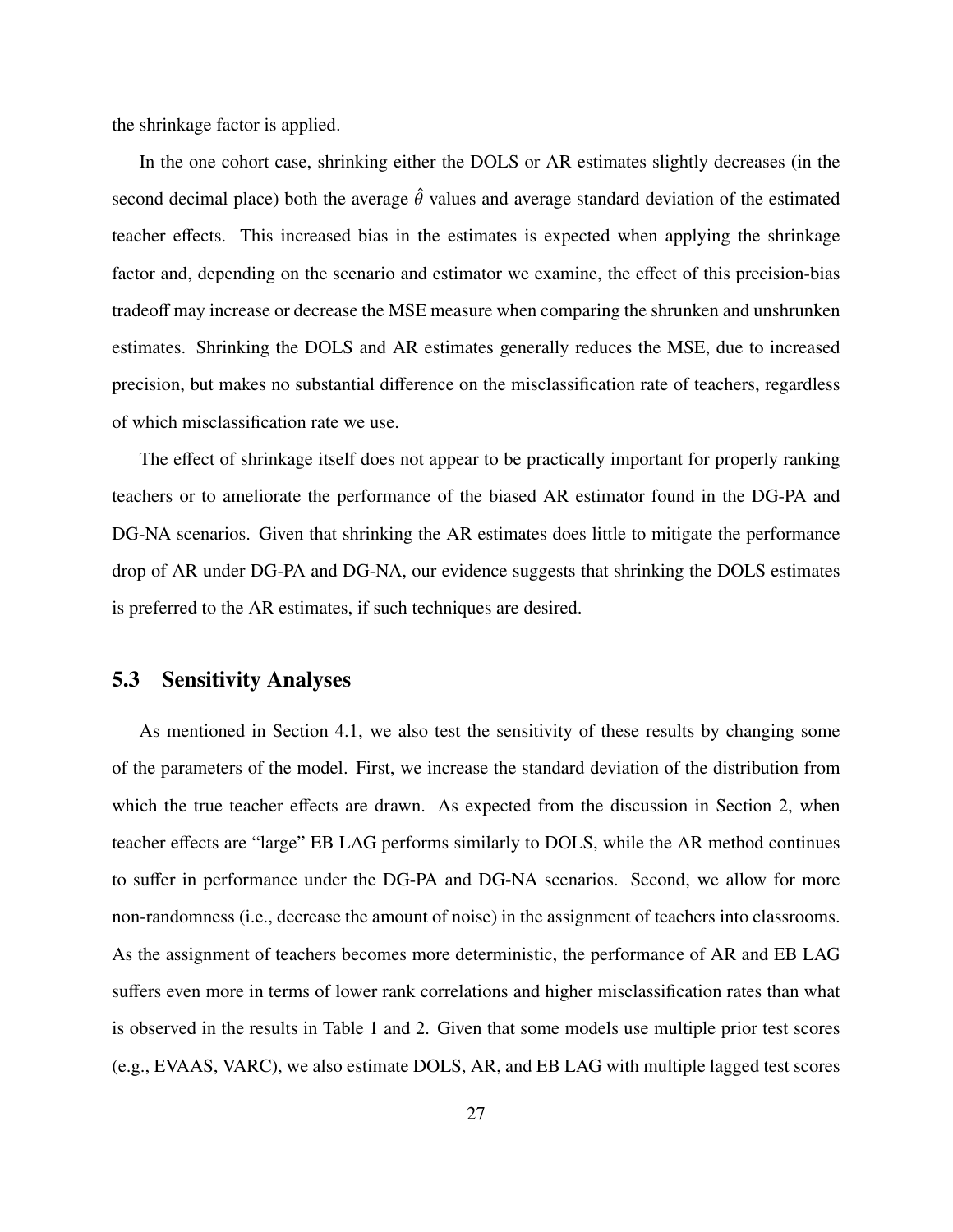the shrinkage factor is applied.

In the one cohort case, shrinking either the DOLS or AR estimates slightly decreases (in the second decimal place) both the average $\hat{\theta}$ values and average standard deviation of the estimated teacher effects. This increased bias in the estimates is expected when applying the shrinkage factor and, depending on the scenario and estimator we examine, the effect of this precision-bias tradeoff may increase or decrease the MSE measure when comparing the shrunken and unshrunken estimates. Shrinking the DOLS and AR estimates generally reduces the MSE, due to increased precision, but makes no substantial difference on the misclassification rate of teachers, regardless of which misclassification rate we use.

The effect of shrinkage itself does not appear to be practically important for properly ranking teachers or to ameliorate the performance of the biased AR estimator found in the DG-PA and DG-NA scenarios. Given that shrinking the AR estimates does little to mitigate the performance drop of AR under DG-PA and DG-NA, our evidence suggests that shrinking the DOLS estimates is preferred to the AR estimates, if such techniques are desired.

## 5.3 Sensitivity Analyses

As mentioned in Section 4.1, we also test the sensitivity of these results by changing some of the parameters of the model. First, we increase the standard deviation of the distribution from which the true teacher effects are drawn. As expected from the discussion in Section 2, when teacher effects are "large" EB LAG performs similarly to DOLS, while the AR method continues to suffer in performance under the DG-PA and DG-NA scenarios. Second, we allow for more non-randomness (i.e., decrease the amount of noise) in the assignment of teachers into classrooms. As the assignment of teachers becomes more deterministic, the performance of AR and EB LAG suffers even more in terms of lower rank correlations and higher misclassification rates than what is observed in the results in Table 1 and 2. Given that some models use multiple prior test scores (e.g., EVAAS, VARC), we also estimate DOLS, AR, and EB LAG with multiple lagged test scores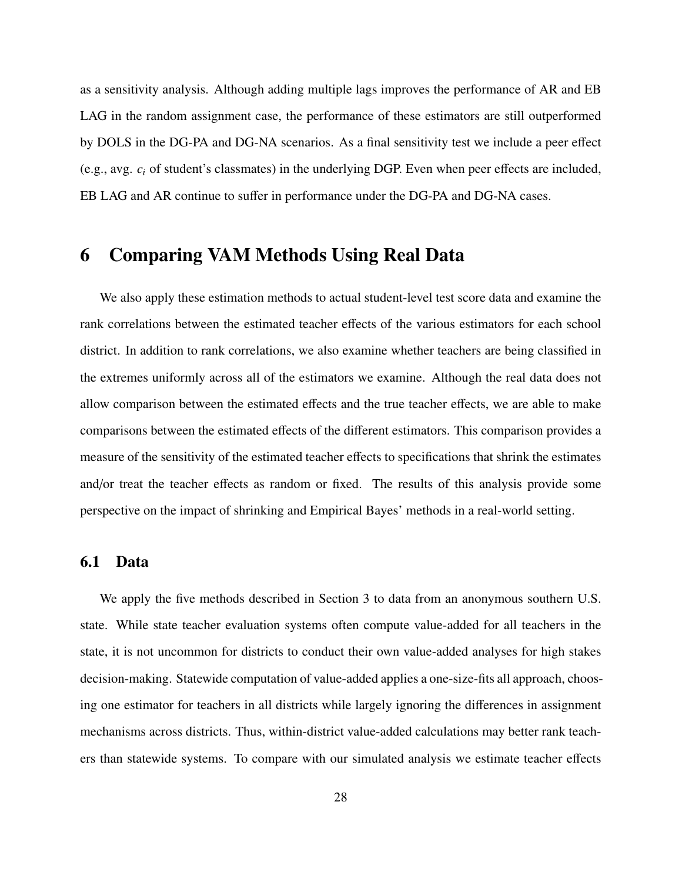as a sensitivity analysis. Although adding multiple lags improves the performance of AR and EB LAG in the random assignment case, the performance of these estimators are still outperformed by DOLS in the DG-PA and DG-NA scenarios. As a final sensitivity test we include a peer effect (e.g., avg. $c_i$ of student's classmates) in the underlying DGP. Even when peer effects are included, EB LAG and AR continue to suffer in performance under the DG-PA and DG-NA cases.

# 6 Comparing VAM Methods Using Real Data

We also apply these estimation methods to actual student-level test score data and examine the rank correlations between the estimated teacher effects of the various estimators for each school district. In addition to rank correlations, we also examine whether teachers are being classified in the extremes uniformly across all of the estimators we examine. Although the real data does not allow comparison between the estimated effects and the true teacher effects, we are able to make comparisons between the estimated effects of the different estimators. This comparison provides a measure of the sensitivity of the estimated teacher effects to specifications that shrink the estimates and/or treat the teacher effects as random or fixed. The results of this analysis provide some perspective on the impact of shrinking and Empirical Bayes' methods in a real-world setting.

## 6.1 Data

We apply the five methods described in Section 3 to data from an anonymous southern U.S. state. While state teacher evaluation systems often compute value-added for all teachers in the state, it is not uncommon for districts to conduct their own value-added analyses for high stakes decision-making. Statewide computation of value-added applies a one-size-fits all approach, choosing one estimator for teachers in all districts while largely ignoring the differences in assignment mechanisms across districts. Thus, within-district value-added calculations may better rank teachers than statewide systems. To compare with our simulated analysis we estimate teacher effects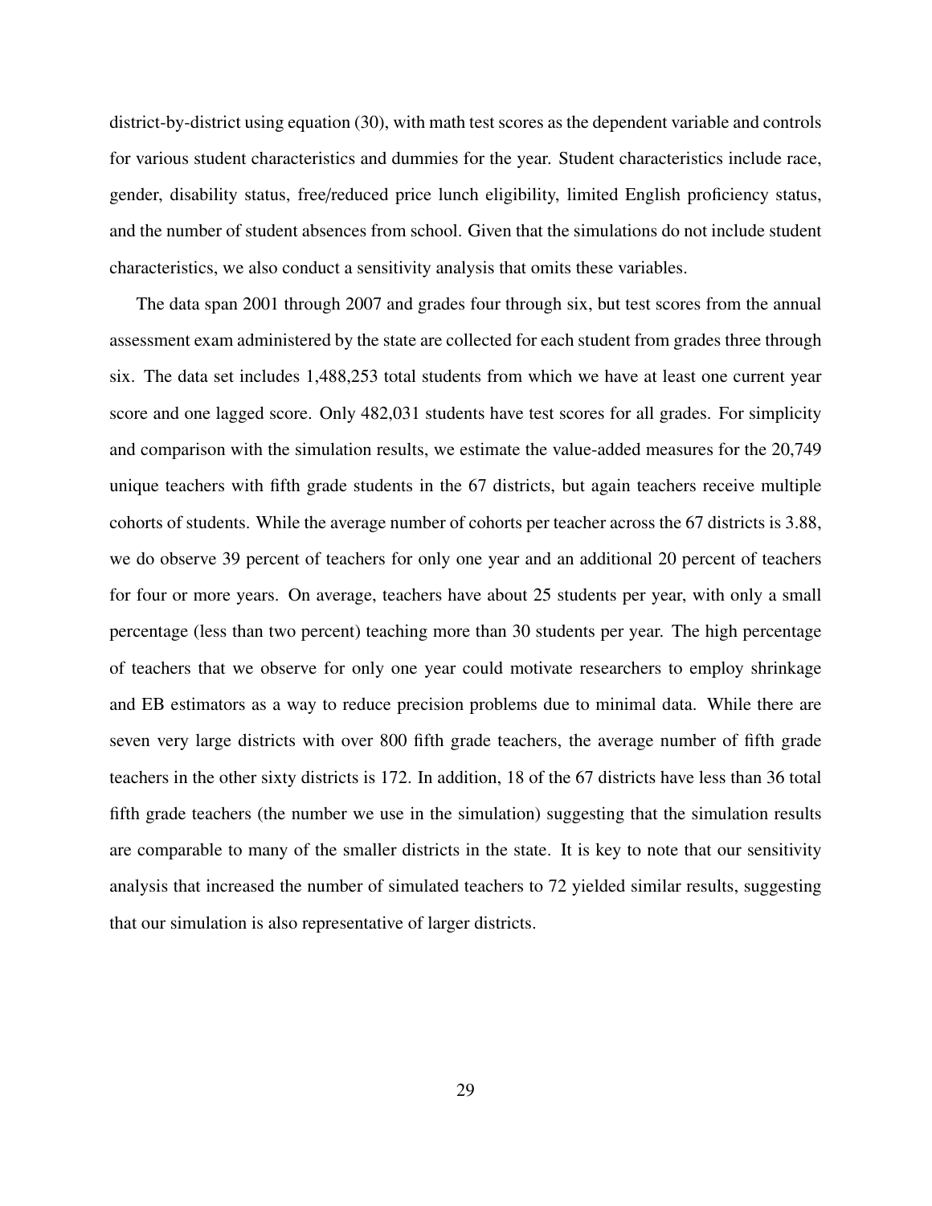district-by-district using equation (30), with math test scores as the dependent variable and controls for various student characteristics and dummies for the year. Student characteristics include race, gender, disability status, free/reduced price lunch eligibility, limited English proficiency status, and the number of student absences from school. Given that the simulations do not include student characteristics, we also conduct a sensitivity analysis that omits these variables.

The data span 2001 through 2007 and grades four through six, but test scores from the annual assessment exam administered by the state are collected for each student from grades three through six. The data set includes 1,488,253 total students from which we have at least one current year score and one lagged score. Only 482,031 students have test scores for all grades. For simplicity and comparison with the simulation results, we estimate the value-added measures for the 20,749 unique teachers with fifth grade students in the 67 districts, but again teachers receive multiple cohorts of students. While the average number of cohorts per teacher across the 67 districts is 3.88, we do observe 39 percent of teachers for only one year and an additional 20 percent of teachers for four or more years. On average, teachers have about 25 students per year, with only a small percentage (less than two percent) teaching more than 30 students per year. The high percentage of teachers that we observe for only one year could motivate researchers to employ shrinkage and EB estimators as a way to reduce precision problems due to minimal data. While there are seven very large districts with over 800 fifth grade teachers, the average number of fifth grade teachers in the other sixty districts is 172. In addition, 18 of the 67 districts have less than 36 total fifth grade teachers (the number we use in the simulation) suggesting that the simulation results are comparable to many of the smaller districts in the state. It is key to note that our sensitivity analysis that increased the number of simulated teachers to 72 yielded similar results, suggesting that our simulation is also representative of larger districts.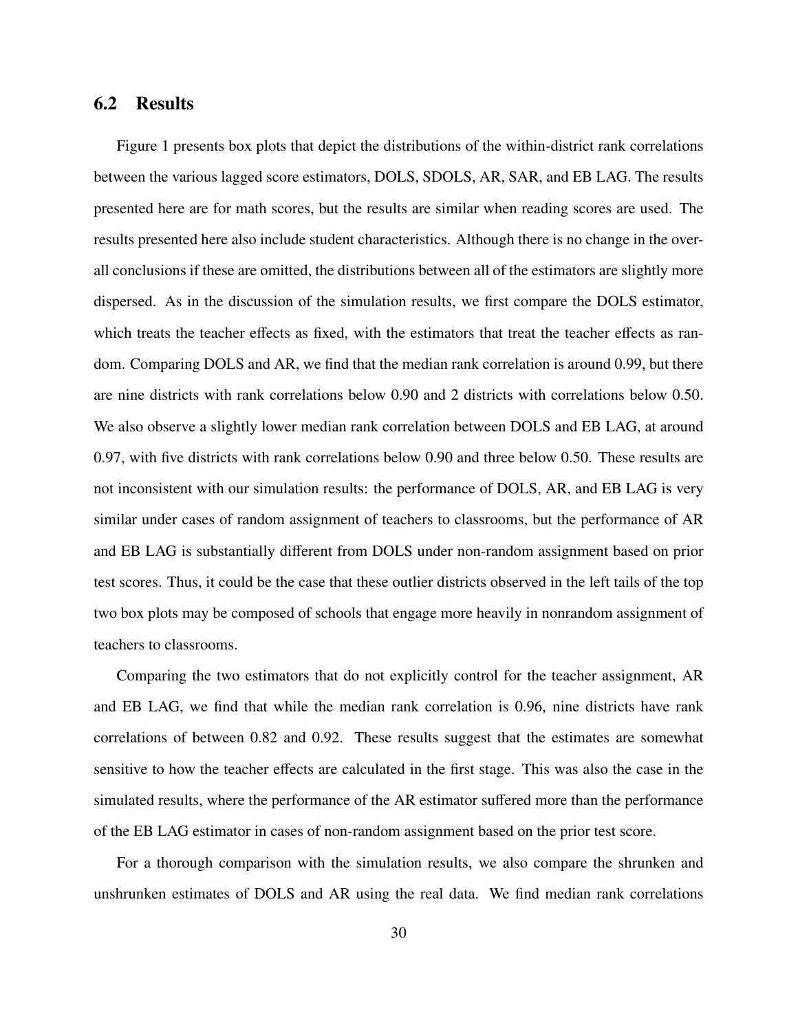## 6.2 Results

Figure 1 presents box plots that depict the distributions of the within-district rank correlations between the various lagged score estimators, DOLS, SDOLS, AR, SAR, and EB LAG. The results presented here are for math scores, but the results are similar when reading scores are used. The results presented here also include student characteristics. Although there is no change in the overall conclusions if these are omitted, the distributions between all of the estimators are slightly more dispersed. As in the discussion of the simulation results, we first compare the DOLS estimator, which treats the teacher effects as fixed, with the estimators that treat the teacher effects as random. Comparing DOLS and AR, we find that the median rank correlation is around 0.99, but there are nine districts with rank correlations below 0.90 and 2 districts with correlations below 0.50. We also observe a slightly lower median rank correlation between DOLS and EB LAG, at around 0.97, with five districts with rank correlations below 0.90 and three below 0.50. These results are not inconsistent with our simulation results: the performance of DOLS, AR, and EB LAG is very similar under cases of random assignment of teachers to classrooms, but the performance of AR and EB LAG is substantially different from DOLS under non-random assignment based on prior test scores. Thus, it could be the case that these outlier districts observed in the left tails of the top two box plots may be composed of schools that engage more heavily in nonrandom assignment of teachers to classrooms.

Comparing the two estimators that do not explicitly control for the teacher assignment, AR and EB LAG, we find that while the median rank correlation is 0.96, nine districts have rank correlations of between 0.82 and 0.92. These results suggest that the estimates are somewhat sensitive to how the teacher effects are calculated in the first stage. This was also the case in the simulated results, where the performance of the AR estimator suffered more than the performance of the EB LAG estimator in cases of non-random assignment based on the prior test score.

For a thorough comparison with the simulation results, we also compare the shrunken and unshrunken estimates of DOLS and AR using the real data. We find median rank correlations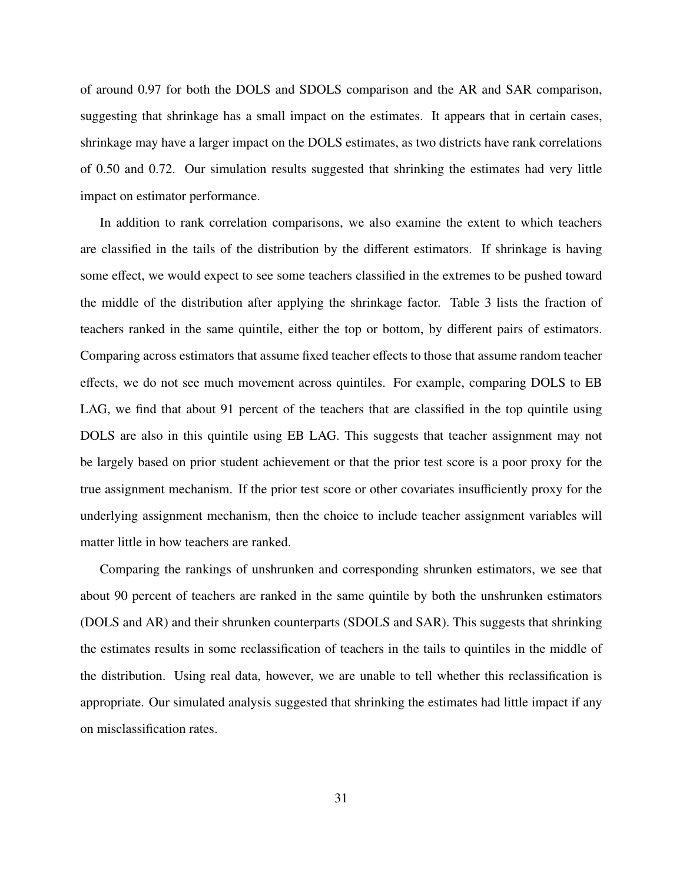of around 0.97 for both the DOLS and SDOLS comparison and the AR and SAR comparison, suggesting that shrinkage has a small impact on the estimates. It appears that in certain cases, shrinkage may have a larger impact on the DOLS estimates, as two districts have rank correlations of 0.50 and 0.72. Our simulation results suggested that shrinking the estimates had very little impact on estimator performance.

In addition to rank correlation comparisons, we also examine the extent to which teachers are classified in the tails of the distribution by the different estimators. If shrinkage is having some effect, we would expect to see some teachers classified in the extremes to be pushed toward the middle of the distribution after applying the shrinkage factor. Table 3 lists the fraction of teachers ranked in the same quintile, either the top or bottom, by different pairs of estimators. Comparing across estimators that assume fixed teacher effects to those that assume random teacher effects, we do not see much movement across quintiles. For example, comparing DOLS to EB LAG, we find that about 91 percent of the teachers that are classified in the top quintile using DOLS are also in this quintile using EB LAG. This suggests that teacher assignment may not be largely based on prior student achievement or that the prior test score is a poor proxy for the true assignment mechanism. If the prior test score or other covariates insufficiently proxy for the underlying assignment mechanism, then the choice to include teacher assignment variables will matter little in how teachers are ranked.

Comparing the rankings of unshrunken and corresponding shrunken estimators, we see that about 90 percent of teachers are ranked in the same quintile by both the unshrunken estimators (DOLS and AR) and their shrunken counterparts (SDOLS and SAR). This suggests that shrinking the estimates results in some reclassification of teachers in the tails to quintiles in the middle of the distribution. Using real data, however, we are unable to tell whether this reclassification is appropriate. Our simulated analysis suggested that shrinking the estimates had little impact if any on misclassification rates.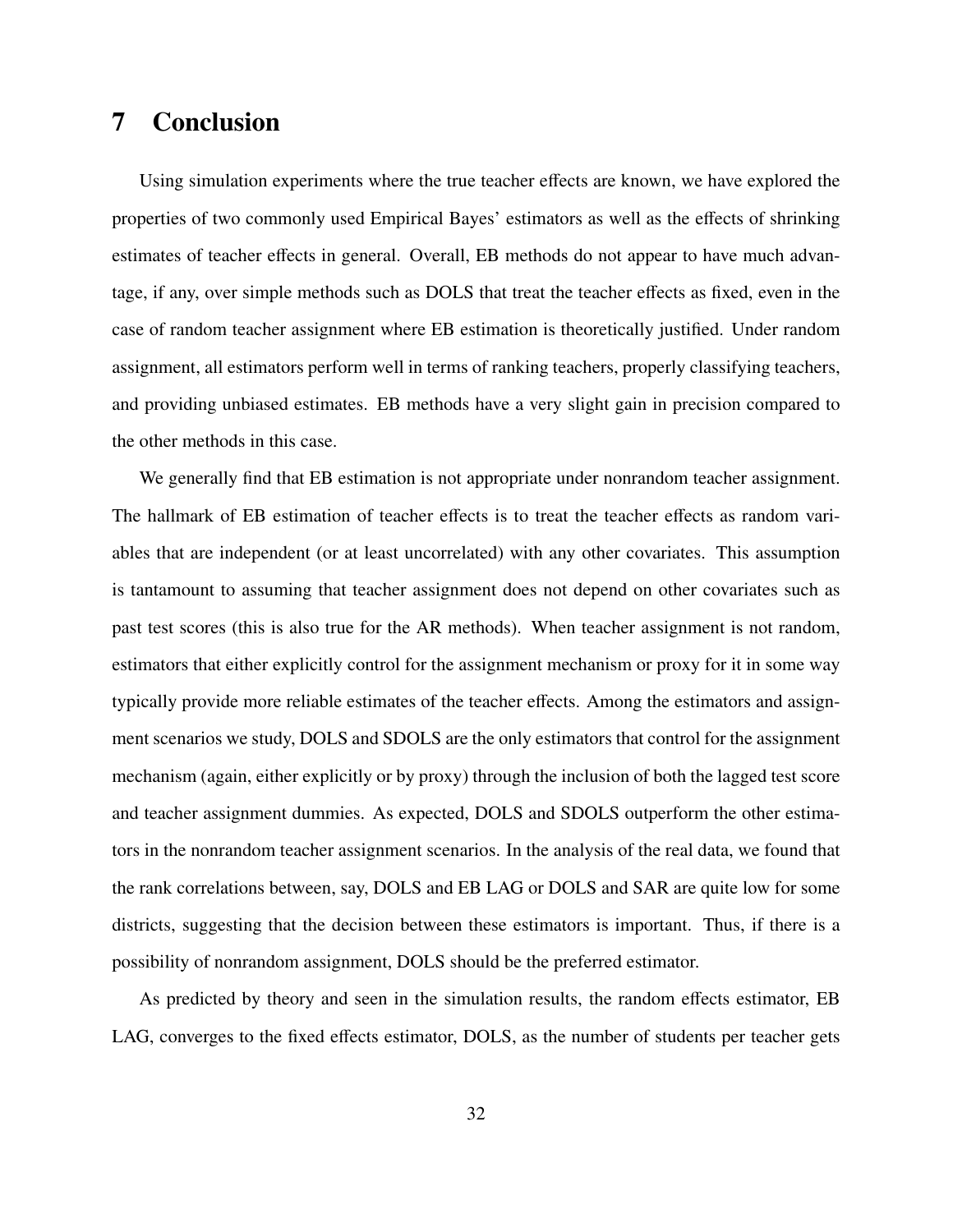# 7 Conclusion

Using simulation experiments where the true teacher effects are known, we have explored the properties of two commonly used Empirical Bayes' estimators as well as the effects of shrinking estimates of teacher effects in general. Overall, EB methods do not appear to have much advantage, if any, over simple methods such as DOLS that treat the teacher effects as fixed, even in the case of random teacher assignment where EB estimation is theoretically justified. Under random assignment, all estimators perform well in terms of ranking teachers, properly classifying teachers, and providing unbiased estimates. EB methods have a very slight gain in precision compared to the other methods in this case.

We generally find that EB estimation is not appropriate under nonrandom teacher assignment. The hallmark of EB estimation of teacher effects is to treat the teacher effects as random variables that are independent (or at least uncorrelated) with any other covariates. This assumption is tantamount to assuming that teacher assignment does not depend on other covariates such as past test scores (this is also true for the AR methods). When teacher assignment is not random, estimators that either explicitly control for the assignment mechanism or proxy for it in some way typically provide more reliable estimates of the teacher effects. Among the estimators and assignment scenarios we study, DOLS and SDOLS are the only estimators that control for the assignment mechanism (again, either explicitly or by proxy) through the inclusion of both the lagged test score and teacher assignment dummies. As expected, DOLS and SDOLS outperform the other estimators in the nonrandom teacher assignment scenarios. In the analysis of the real data, we found that the rank correlations between, say, DOLS and EB LAG or DOLS and SAR are quite low for some districts, suggesting that the decision between these estimators is important. Thus, if there is a possibility of nonrandom assignment, DOLS should be the preferred estimator.

As predicted by theory and seen in the simulation results, the random effects estimator, EB LAG, converges to the fixed effects estimator, DOLS, as the number of students per teacher gets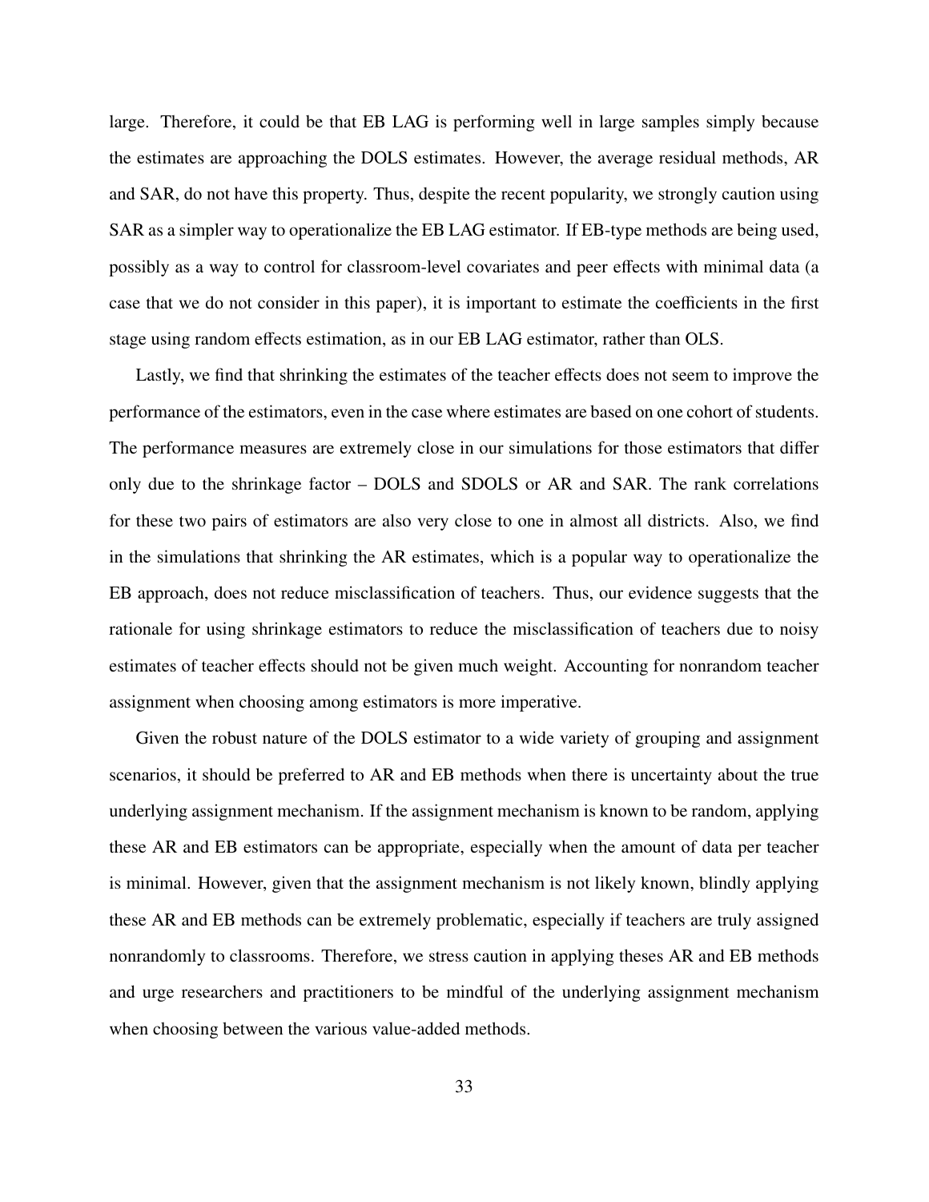large. Therefore, it could be that EB LAG is performing well in large samples simply because the estimates are approaching the DOLS estimates. However, the average residual methods, AR and SAR, do not have this property. Thus, despite the recent popularity, we strongly caution using SAR as a simpler way to operationalize the EB LAG estimator. If EB-type methods are being used, possibly as a way to control for classroom-level covariates and peer effects with minimal data (a case that we do not consider in this paper), it is important to estimate the coefficients in the first stage using random effects estimation, as in our EB LAG estimator, rather than OLS.

Lastly, we find that shrinking the estimates of the teacher effects does not seem to improve the performance of the estimators, even in the case where estimates are based on one cohort of students. The performance measures are extremely close in our simulations for those estimators that differ only due to the shrinkage factor – DOLS and SDOLS or AR and SAR. The rank correlations for these two pairs of estimators are also very close to one in almost all districts. Also, we find in the simulations that shrinking the AR estimates, which is a popular way to operationalize the EB approach, does not reduce misclassification of teachers. Thus, our evidence suggests that the rationale for using shrinkage estimators to reduce the misclassification of teachers due to noisy estimates of teacher effects should not be given much weight. Accounting for nonrandom teacher assignment when choosing among estimators is more imperative.

Given the robust nature of the DOLS estimator to a wide variety of grouping and assignment scenarios, it should be preferred to AR and EB methods when there is uncertainty about the true underlying assignment mechanism. If the assignment mechanism is known to be random, applying these AR and EB estimators can be appropriate, especially when the amount of data per teacher is minimal. However, given that the assignment mechanism is not likely known, blindly applying these AR and EB methods can be extremely problematic, especially if teachers are truly assigned nonrandomly to classrooms. Therefore, we stress caution in applying theses AR and EB methods and urge researchers and practitioners to be mindful of the underlying assignment mechanism when choosing between the various value-added methods.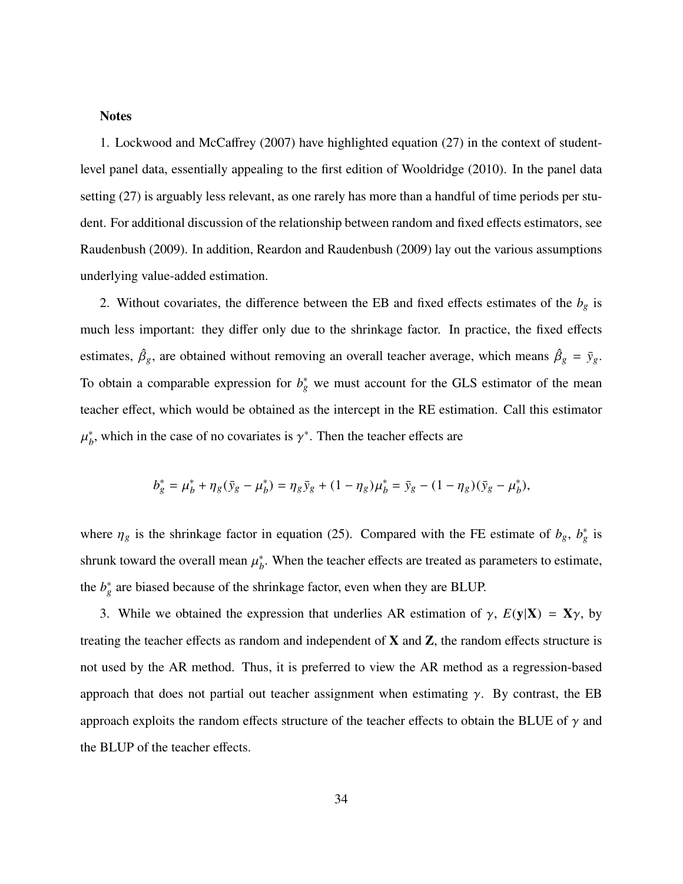**Notes**

1. Lockwood and McCaffrey (2007) have highlighted equation (27) in the context of student-level panel data, essentially appealing to the first edition of Wooldridge (2010). In the panel data setting (27) is arguably less relevant, as one rarely has more than a handful of time periods per student. For additional discussion of the relationship between random and fixed effects estimators, see Raudenbush (2009). In addition, Reardon and Raudenbush (2009) lay out the various assumptions underlying value-added estimation.

2. Without covariates, the difference between the EB and fixed effects estimates of the $b_g$ is much less important: they differ only due to the shrinkage factor. In practice, the fixed effects estimates, $\hat{\beta}_g$, are obtained without removing an overall teacher average, which means $\hat{\beta}_g = \bar{y}_g$. To obtain a comparable expression for $b_g^*$ we must account for the GLS estimator of the mean teacher effect, which would be obtained as the intercept in the RE estimation. Call this estimator $\mu_b^*$, which in the case of no covariates is $\gamma^*$. Then the teacher effects are

$$b_g^* = \mu_b^* + \eta_g(\bar{y}_g - \mu_b^*) = \eta_g \bar{y}_g + (1 - \eta_g)\mu_b^* = \bar{y}_g - (1 - \eta_g)(\bar{y}_g - \mu_b^*),$$

where $\eta_g$ is the shrinkage factor in equation (25). Compared with the FE estimate of $b_g$, $b_g^*$ is shrunk toward the overall mean $\mu_b^*$. When the teacher effects are treated as parameters to estimate, the $b_g^*$ are biased because of the shrinkage factor, even when they are BLUP.

3. While we obtained the expression that underlies AR estimation of $\gamma$, $E(\mathbf{y}|\mathbf{X}) = \mathbf{X}\gamma$, by treating the teacher effects as random and independent of $\mathbf{X}$ and $\mathbf{Z}$, the random effects structure is not used by the AR method. Thus, it is preferred to view the AR method as a regression-based approach that does not partial out teacher assignment when estimating $\gamma$. By contrast, the EB approach exploits the random effects structure of the teacher effects to obtain the BLUE of $\gamma$ and the BLUP of the teacher effects.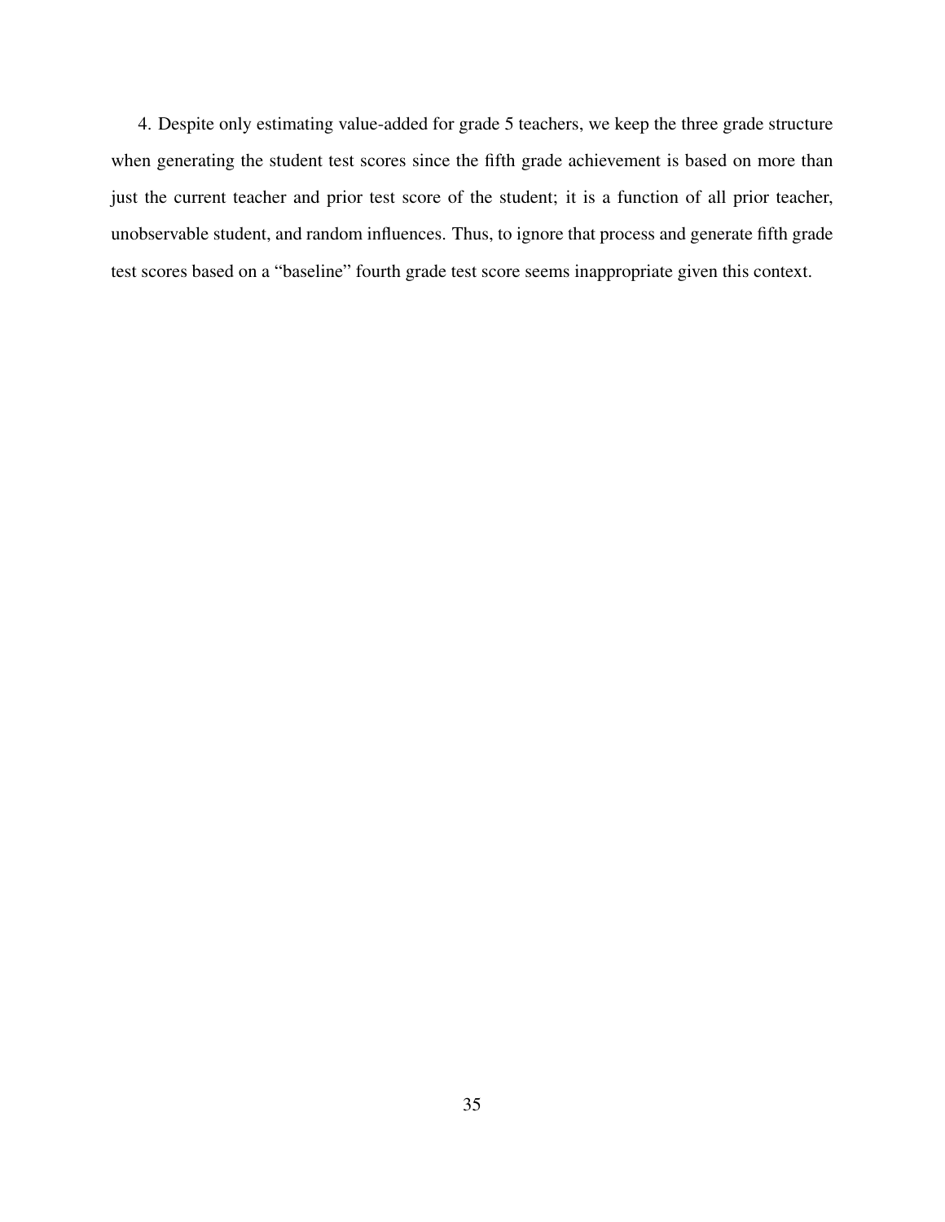4. Despite only estimating value-added for grade 5 teachers, we keep the three grade structure when generating the student test scores since the fifth grade achievement is based on more than just the current teacher and prior test score of the student; it is a function of all prior teacher, unobservable student, and random influences. Thus, to ignore that process and generate fifth grade test scores based on a "baseline" fourth grade test score seems inappropriate given this context.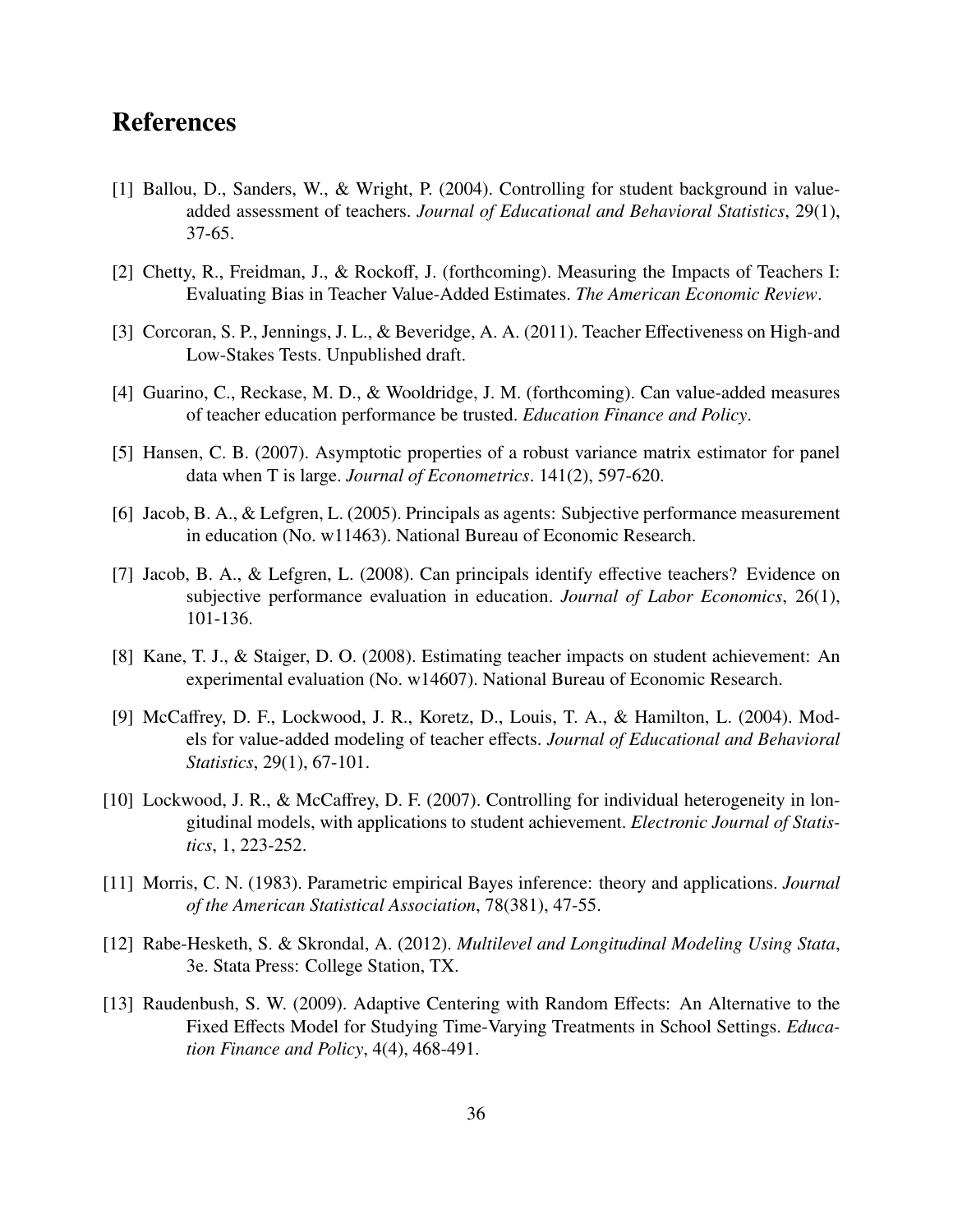# References

[1] Ballou, D., Sanders, W., & Wright, P. (2004). Controlling for student background in value-added assessment of teachers. *Journal of Educational and Behavioral Statistics*, 29(1), 37-65.

[2] Chetty, R., Freidman, J., & Rockoff, J. (forthcoming). Measuring the Impacts of Teachers I: Evaluating Bias in Teacher Value-Added Estimates. *The American Economic Review*.

[3] Corcoran, S. P., Jennings, J. L., & Beveridge, A. A. (2011). Teacher Effectiveness on High-and Low-Stakes Tests. Unpublished draft.

[4] Guarino, C., Reckase, M. D., & Wooldridge, J. M. (forthcoming). Can value-added measures of teacher education performance be trusted. *Education Finance and Policy*.

[5] Hansen, C. B. (2007). Asymptotic properties of a robust variance matrix estimator for panel data when T is large. *Journal of Econometrics*. 141(2), 597-620.

[6] Jacob, B. A., & Lefgren, L. (2005). Principals as agents: Subjective performance measurement in education (No. w11463). National Bureau of Economic Research.

[7] Jacob, B. A., & Lefgren, L. (2008). Can principals identify effective teachers? Evidence on subjective performance evaluation in education. *Journal of Labor Economics*, 26(1), 101-136.

[8] Kane, T. J., & Staiger, D. O. (2008). Estimating teacher impacts on student achievement: An experimental evaluation (No. w14607). National Bureau of Economic Research.

[9] McCaffrey, D. F., Lockwood, J. R., Koretz, D., Louis, T. A., & Hamilton, L. (2004). Models for value-added modeling of teacher effects. *Journal of Educational and Behavioral Statistics*, 29(1), 67-101.

[10] Lockwood, J. R., & McCaffrey, D. F. (2007). Controlling for individual heterogeneity in longitudinal models, with applications to student achievement. *Electronic Journal of Statistics*, 1, 223-252.

[11] Morris, C. N. (1983). Parametric empirical Bayes inference: theory and applications. *Journal of the American Statistical Association*, 78(381), 47-55.

[12] Rabe-Hesketh, S. & Skrondal, A. (2012). *Multilevel and Longitudinal Modeling Using Stata*, 3e. Stata Press: College Station, TX.

[13] Raudenbush, S. W. (2009). Adaptive Centering with Random Effects: An Alternative to the Fixed Effects Model for Studying Time-Varying Treatments in School Settings. *Education Finance and Policy*, 4(4), 468-491.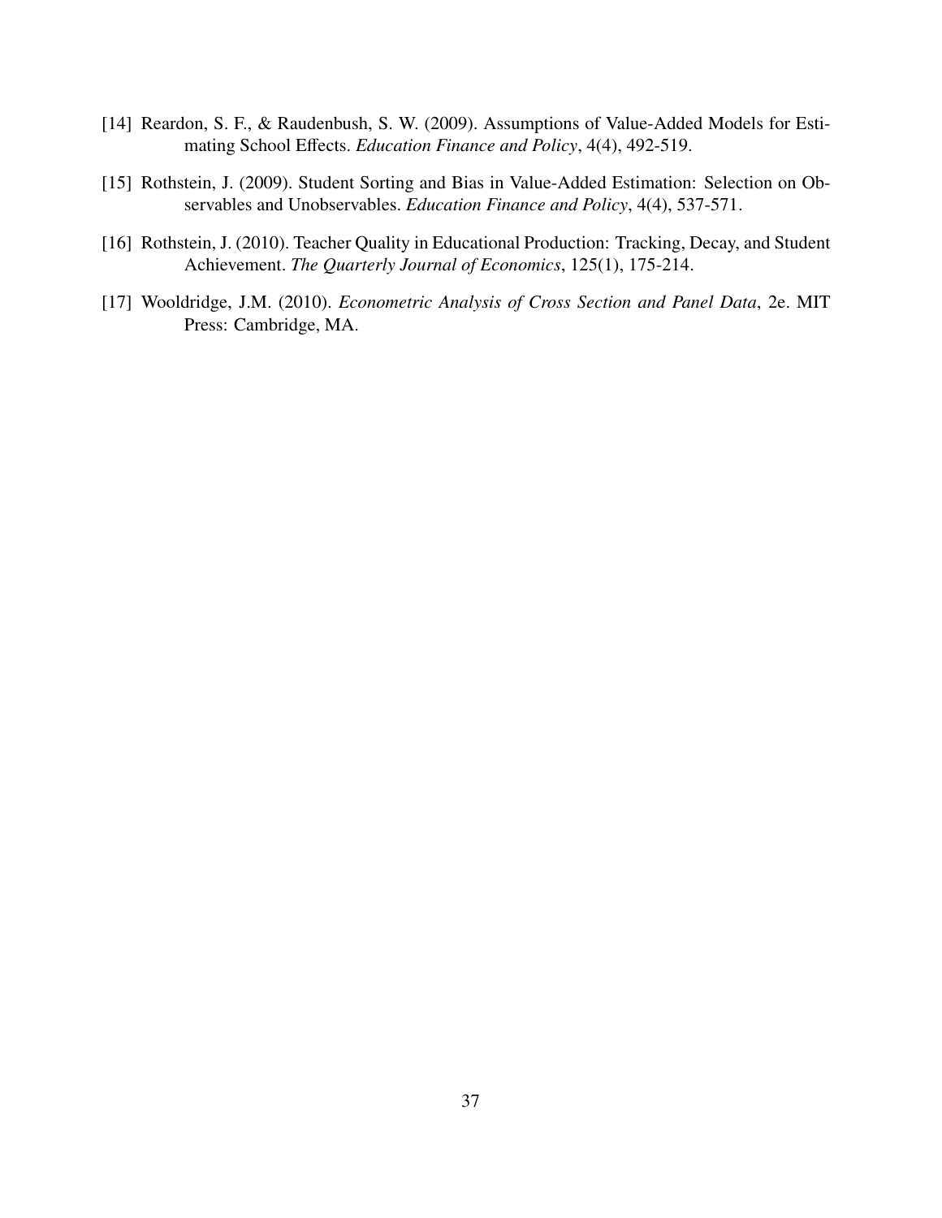[14] Reardon, S. F., & Raudenbush, S. W. (2009). Assumptions of Value-Added Models for Estimating School Effects. *Education Finance and Policy*, 4(4), 492-519.

[15] Rothstein, J. (2009). Student Sorting and Bias in Value-Added Estimation: Selection on Observables and Unobservables. *Education Finance and Policy*, 4(4), 537-571.

[16] Rothstein, J. (2010). Teacher Quality in Educational Production: Tracking, Decay, and Student Achievement. *The Quarterly Journal of Economics*, 125(1), 175-214.

[17] Wooldridge, J.M. (2010). *Econometric Analysis of Cross Section and Panel Data*, 2e. MIT Press: Cambridge, MA.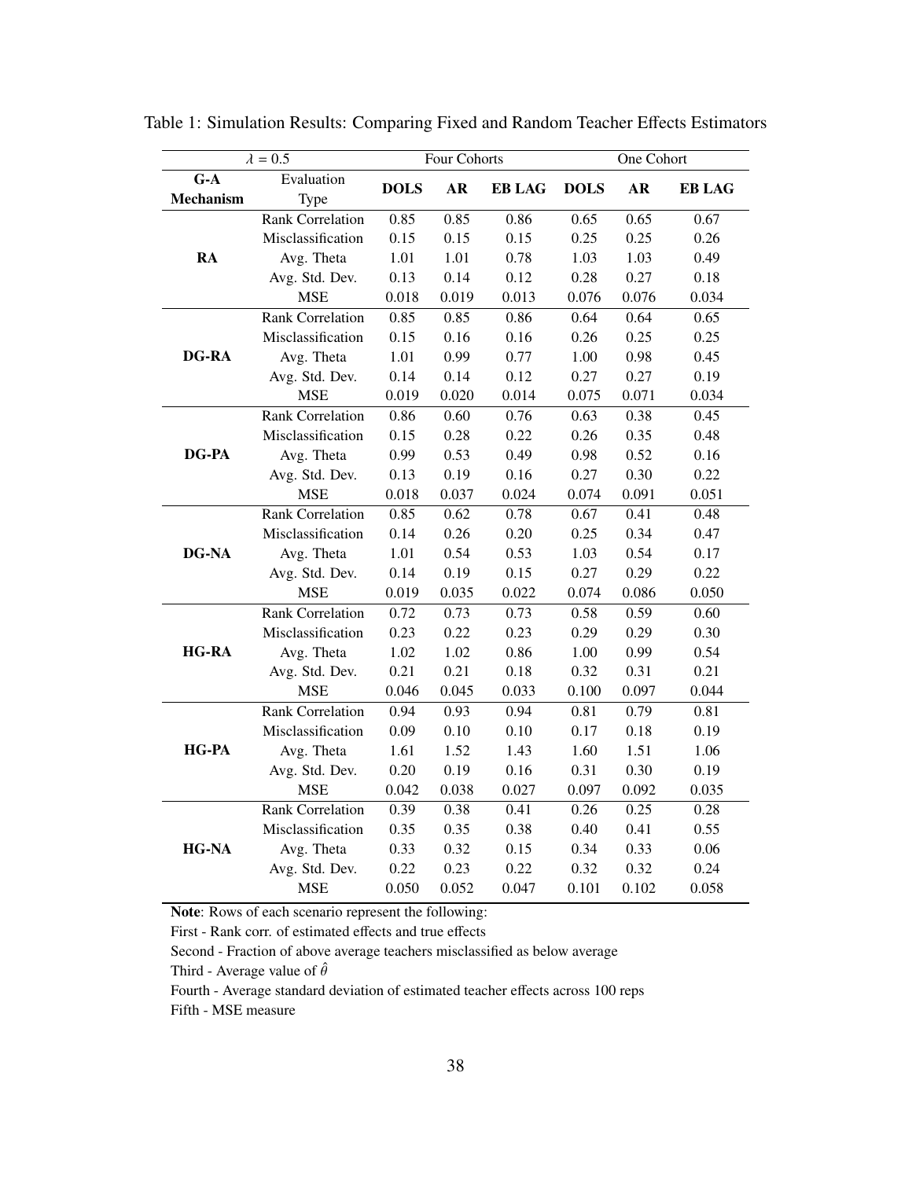Table 1: Simulation Results: Comparing Fixed and Random Teacher Effects Estimators

| $\lambda = 0.5$ | | Four Cohorts | | | One Cohort | | |
|---|---|---|---|---|---|---|---|
| **G-A Mechanism** | Evaluation Type | **DOLS** | **AR** | **EB LAG** | **DOLS** | **AR** | **EB LAG** |
| **RA** | Rank Correlation | 0.85 | 0.85 | 0.86 | 0.65 | 0.65 | 0.67 |
| | Misclassification | 0.15 | 0.15 | 0.15 | 0.25 | 0.25 | 0.26 |
| | Avg. Theta | 1.01 | 1.01 | 0.78 | 1.03 | 1.03 | 0.49 |
| | Avg. Std. Dev. | 0.13 | 0.14 | 0.12 | 0.28 | 0.27 | 0.18 |
| | MSE | 0.018 | 0.019 | 0.013 | 0.076 | 0.076 | 0.034 |
| **DG-RA** | Rank Correlation | 0.85 | 0.85 | 0.86 | 0.64 | 0.64 | 0.65 |
| | Misclassification | 0.15 | 0.16 | 0.16 | 0.26 | 0.25 | 0.25 |
| | Avg. Theta | 1.01 | 0.99 | 0.77 | 1.00 | 0.98 | 0.45 |
| | Avg. Std. Dev. | 0.14 | 0.14 | 0.12 | 0.27 | 0.27 | 0.19 |
| | MSE | 0.019 | 0.020 | 0.014 | 0.075 | 0.071 | 0.034 |
| **DG-PA** | Rank Correlation | 0.86 | 0.60 | 0.76 | 0.63 | 0.38 | 0.45 |
| | Misclassification | 0.15 | 0.28 | 0.22 | 0.26 | 0.35 | 0.48 |
| | Avg. Theta | 0.99 | 0.53 | 0.49 | 0.98 | 0.52 | 0.16 |
| | Avg. Std. Dev. | 0.13 | 0.19 | 0.16 | 0.27 | 0.30 | 0.22 |
| | MSE | 0.018 | 0.037 | 0.024 | 0.074 | 0.091 | 0.051 |
| **DG-NA** | Rank Correlation | 0.85 | 0.62 | 0.78 | 0.67 | 0.41 | 0.48 |
| | Misclassification | 0.14 | 0.26 | 0.20 | 0.25 | 0.34 | 0.47 |
| | Avg. Theta | 1.01 | 0.54 | 0.53 | 1.03 | 0.54 | 0.17 |
| | Avg. Std. Dev. | 0.14 | 0.19 | 0.15 | 0.27 | 0.29 | 0.22 |
| | MSE | 0.019 | 0.035 | 0.022 | 0.074 | 0.086 | 0.050 |
| **HG-RA** | Rank Correlation | 0.72 | 0.73 | 0.73 | 0.58 | 0.59 | 0.60 |
| | Misclassification | 0.23 | 0.22 | 0.23 | 0.29 | 0.29 | 0.30 |
| | Avg. Theta | 1.02 | 1.02 | 0.86 | 1.00 | 0.99 | 0.54 |
| | Avg. Std. Dev. | 0.21 | 0.21 | 0.18 | 0.32 | 0.31 | 0.21 |
| | MSE | 0.046 | 0.045 | 0.033 | 0.100 | 0.097 | 0.044 |
| **HG-PA** | Rank Correlation | 0.94 | 0.93 | 0.94 | 0.81 | 0.79 | 0.81 |
| | Misclassification | 0.09 | 0.10 | 0.10 | 0.17 | 0.18 | 0.19 |
| | Avg. Theta | 1.61 | 1.52 | 1.43 | 1.60 | 1.51 | 1.06 |
| | Avg. Std. Dev. | 0.20 | 0.19 | 0.16 | 0.31 | 0.30 | 0.19 |
| | MSE | 0.042 | 0.038 | 0.027 | 0.097 | 0.092 | 0.035 |
| **HG-NA** | Rank Correlation | 0.39 | 0.38 | 0.41 | 0.26 | 0.25 | 0.28 |
| | Misclassification | 0.35 | 0.35 | 0.38 | 0.40 | 0.41 | 0.55 |
| | Avg. Theta | 0.33 | 0.32 | 0.15 | 0.34 | 0.33 | 0.06 |
| | Avg. Std. Dev. | 0.22 | 0.23 | 0.22 | 0.32 | 0.32 | 0.24 |
| | MSE | 0.050 | 0.052 | 0.047 | 0.101 | 0.102 | 0.058 |

**Note**: Rows of each scenario represent the following:

First - Rank corr. of estimated effects and true effects

Second - Fraction of above average teachers misclassified as below average

Third - Average value of $\hat{\theta}$

Fourth - Average standard deviation of estimated teacher effects across 100 reps

Fifth - MSE measure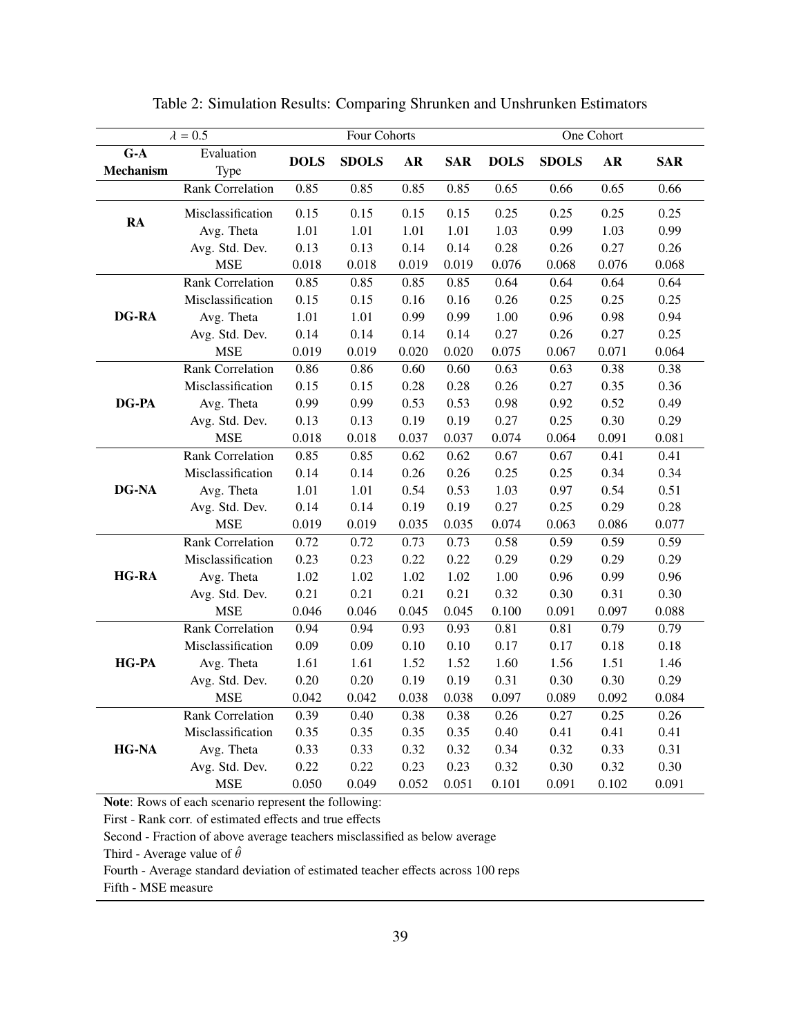Table 2: Simulation Results: Comparing Shrunken and Unshrunken Estimators

| $\lambda = 0.5$ | | Four Cohorts | | | | One Cohort | | | |
|---|---|---|---|---|---|---|---|---|---|
| **G-A Mechanism** | Evaluation Type | **DOLS** | **SDOLS** | **AR** | **SAR** | **DOLS** | **SDOLS** | **AR** | **SAR** |
| **RA** | Rank Correlation | 0.85 | 0.85 | 0.85 | 0.85 | 0.65 | 0.66 | 0.65 | 0.66 |
| | Misclassification | 0.15 | 0.15 | 0.15 | 0.15 | 0.25 | 0.25 | 0.25 | 0.25 |
| | Avg. Theta | 1.01 | 1.01 | 1.01 | 1.01 | 1.03 | 0.99 | 1.03 | 0.99 |
| | Avg. Std. Dev. | 0.13 | 0.13 | 0.14 | 0.14 | 0.28 | 0.26 | 0.27 | 0.26 |
| | MSE | 0.018 | 0.018 | 0.019 | 0.019 | 0.076 | 0.068 | 0.076 | 0.068 |
| **DG-RA** | Rank Correlation | 0.85 | 0.85 | 0.85 | 0.85 | 0.64 | 0.64 | 0.64 | 0.64 |
| | Misclassification | 0.15 | 0.15 | 0.16 | 0.16 | 0.26 | 0.25 | 0.25 | 0.25 |
| | Avg. Theta | 1.01 | 1.01 | 0.99 | 0.99 | 1.00 | 0.96 | 0.98 | 0.94 |
| | Avg. Std. Dev. | 0.14 | 0.14 | 0.14 | 0.14 | 0.27 | 0.26 | 0.27 | 0.25 |
| | MSE | 0.019 | 0.019 | 0.020 | 0.020 | 0.075 | 0.067 | 0.071 | 0.064 |
| **DG-PA** | Rank Correlation | 0.86 | 0.86 | 0.60 | 0.60 | 0.63 | 0.63 | 0.38 | 0.38 |
| | Misclassification | 0.15 | 0.15 | 0.28 | 0.28 | 0.26 | 0.27 | 0.35 | 0.36 |
| | Avg. Theta | 0.99 | 0.99 | 0.53 | 0.53 | 0.98 | 0.92 | 0.52 | 0.49 |
| | Avg. Std. Dev. | 0.13 | 0.13 | 0.19 | 0.19 | 0.27 | 0.25 | 0.30 | 0.29 |
| | MSE | 0.018 | 0.018 | 0.037 | 0.037 | 0.074 | 0.064 | 0.091 | 0.081 |
| **DG-NA** | Rank Correlation | 0.85 | 0.85 | 0.62 | 0.62 | 0.67 | 0.67 | 0.41 | 0.41 |
| | Misclassification | 0.14 | 0.14 | 0.26 | 0.26 | 0.25 | 0.25 | 0.34 | 0.34 |
| | Avg. Theta | 1.01 | 1.01 | 0.54 | 0.53 | 1.03 | 0.97 | 0.54 | 0.51 |
| | Avg. Std. Dev. | 0.14 | 0.14 | 0.19 | 0.19 | 0.27 | 0.25 | 0.29 | 0.28 |
| | MSE | 0.019 | 0.019 | 0.035 | 0.035 | 0.074 | 0.063 | 0.086 | 0.077 |
| **HG-RA** | Rank Correlation | 0.72 | 0.72 | 0.73 | 0.73 | 0.58 | 0.59 | 0.59 | 0.59 |
| | Misclassification | 0.23 | 0.23 | 0.22 | 0.22 | 0.29 | 0.29 | 0.29 | 0.29 |
| | Avg. Theta | 1.02 | 1.02 | 1.02 | 1.02 | 1.00 | 0.96 | 0.99 | 0.96 |
| | Avg. Std. Dev. | 0.21 | 0.21 | 0.21 | 0.21 | 0.32 | 0.30 | 0.31 | 0.30 |
| | MSE | 0.046 | 0.046 | 0.045 | 0.045 | 0.100 | 0.091 | 0.097 | 0.088 |
| **HG-PA** | Rank Correlation | 0.94 | 0.94 | 0.93 | 0.93 | 0.81 | 0.81 | 0.79 | 0.79 |
| | Misclassification | 0.09 | 0.09 | 0.10 | 0.10 | 0.17 | 0.17 | 0.18 | 0.18 |
| | Avg. Theta | 1.61 | 1.61 | 1.52 | 1.52 | 1.60 | 1.56 | 1.51 | 1.46 |
| | Avg. Std. Dev. | 0.20 | 0.20 | 0.19 | 0.19 | 0.31 | 0.30 | 0.30 | 0.29 |
| | MSE | 0.042 | 0.042 | 0.038 | 0.038 | 0.097 | 0.089 | 0.092 | 0.084 |
| **HG-NA** | Rank Correlation | 0.39 | 0.40 | 0.38 | 0.38 | 0.26 | 0.27 | 0.25 | 0.26 |
| | Misclassification | 0.35 | 0.35 | 0.35 | 0.35 | 0.40 | 0.41 | 0.41 | 0.41 |
| | Avg. Theta | 0.33 | 0.33 | 0.32 | 0.32 | 0.34 | 0.32 | 0.33 | 0.31 |
| | Avg. Std. Dev. | 0.22 | 0.22 | 0.23 | 0.23 | 0.32 | 0.30 | 0.32 | 0.30 |
| | MSE | 0.050 | 0.049 | 0.052 | 0.051 | 0.101 | 0.091 | 0.102 | 0.091 |

**Note**: Rows of each scenario represent the following:

First - Rank corr. of estimated effects and true effects

Second - Fraction of above average teachers misclassified as below average

Third - Average value of $\hat{\theta}$

Fourth - Average standard deviation of estimated teacher effects across 100 reps

Fifth - MSE measure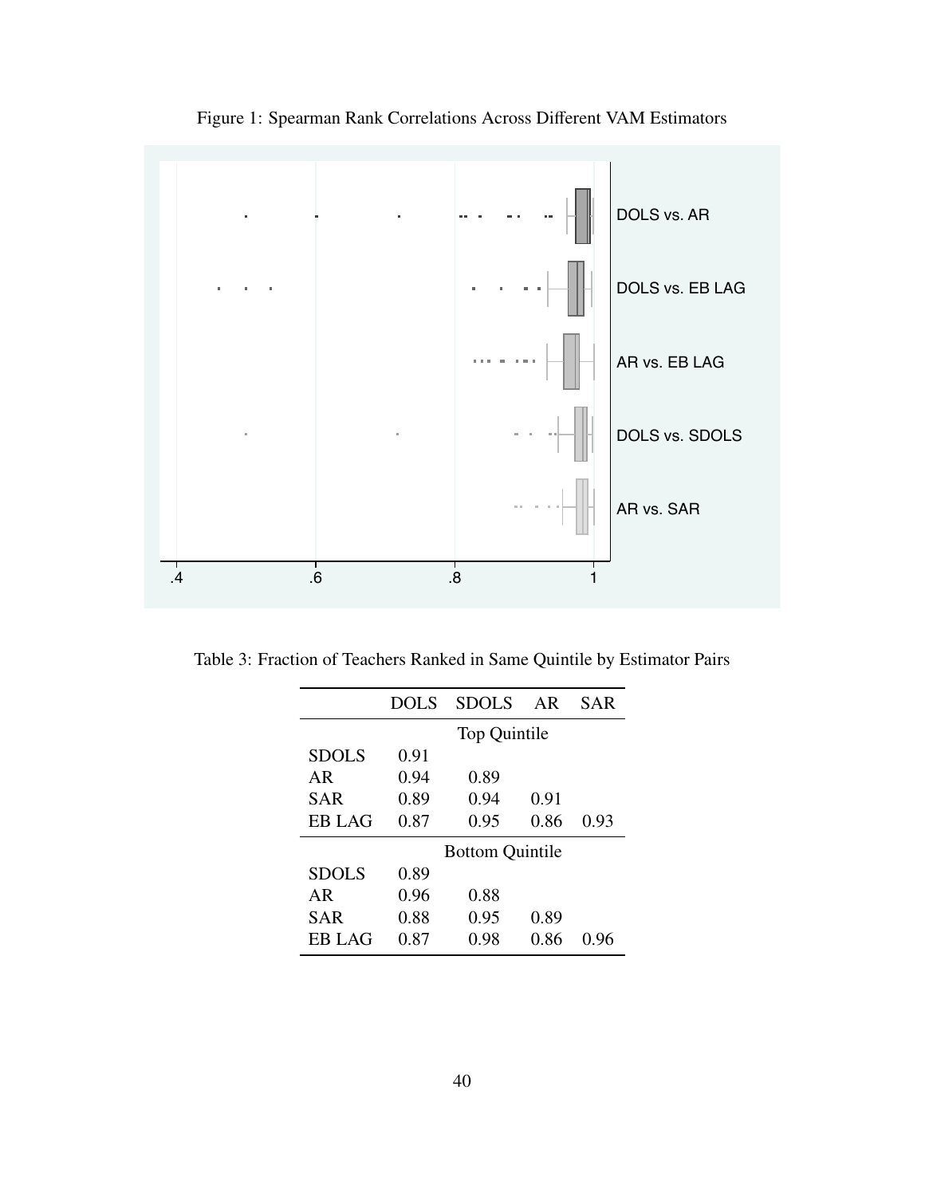Figure 1: Spearman Rank Correlations Across Different VAM Estimators

Table 3: Fraction of Teachers Ranked in Same Quintile by Estimator Pairs

| | DOLS | SDOLS | AR | SAR |
|---|---|---|---|---|
| | Top Quintile | | | |
| SDOLS | 0.91 | | | |
| AR | 0.94 | 0.89 | | |
| SAR | 0.89 | 0.94 | 0.91 | |
| EB LAG | 0.87 | 0.95 | 0.86 | 0.93 |
| | Bottom Quintile | | | |
| SDOLS | 0.89 | | | |
| AR | 0.96 | 0.88 | | |
| SAR | 0.88 | 0.95 | 0.89 | |
| EB LAG | 0.87 | 0.98 | 0.86 | 0.96 |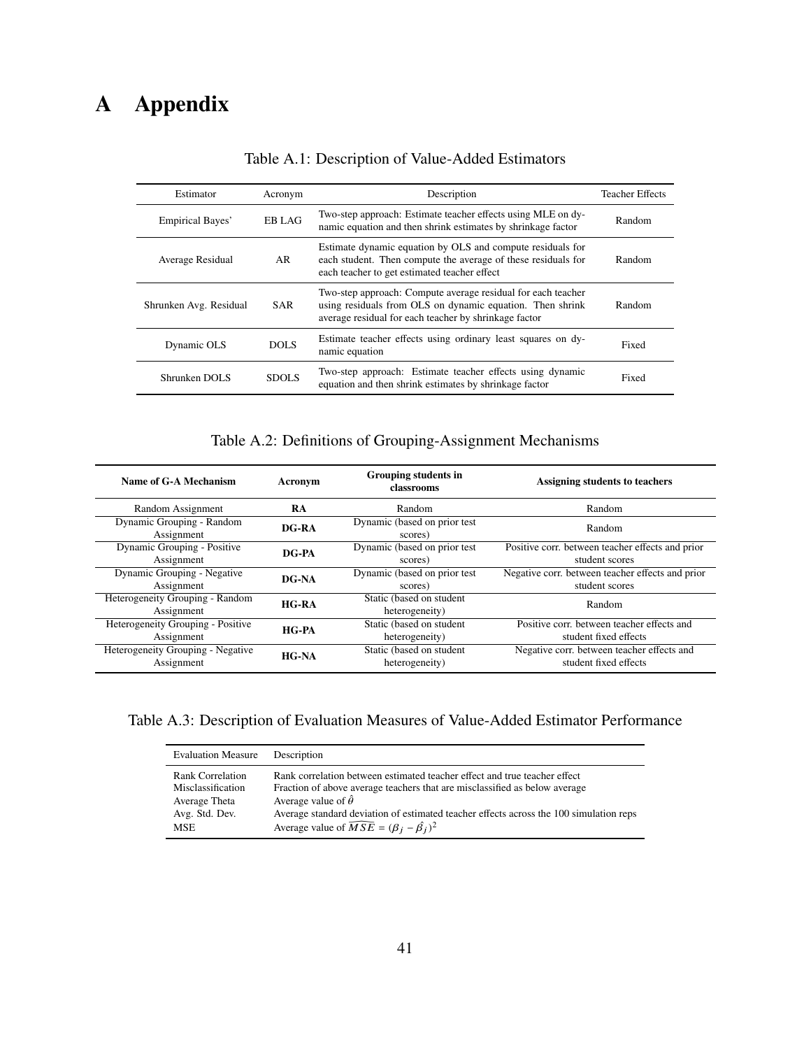# A Appendix

Table A.1: Description of Value-Added Estimators

| Estimator | Acronym | Description | Teacher Effects |
|---|---|---|---|
| Empirical Bayes' | EB LAG | Two-step approach: Estimate teacher effects using MLE on dynamic equation and then shrink estimates by shrinkage factor | Random |
| Average Residual | AR | Estimate dynamic equation by OLS and compute residuals for each student. Then compute the average of these residuals for each teacher to get estimated teacher effect | Random |
| Shrunken Avg. Residual | SAR | Two-step approach: Compute average residual for each teacher using residuals from OLS on dynamic equation. Then shrink average residual for each teacher by shrinkage factor | Random |
| Dynamic OLS | DOLS | Estimate teacher effects using ordinary least squares on dynamic equation | Fixed |
| Shrunken DOLS | SDOLS | Two-step approach: Estimate teacher effects using dynamic equation and then shrink estimates by shrinkage factor | Fixed |

Table A.2: Definitions of Grouping-Assignment Mechanisms

| **Name of G-A Mechanism** | **Acronym** | **Grouping students in classrooms** | **Assigning students to teachers** |
|---|---|---|---|
| Random Assignment | **RA** | Random | Random |
| Dynamic Grouping - Random Assignment | **DG-RA** | Dynamic (based on prior test scores) | Random |
| Dynamic Grouping - Positive Assignment | **DG-PA** | Dynamic (based on prior test scores) | Positive corr. between teacher effects and prior student scores |
| Dynamic Grouping - Negative Assignment | **DG-NA** | Dynamic (based on prior test scores) | Negative corr. between teacher effects and prior student scores |
| Heterogeneity Grouping - Random Assignment | **HG-RA** | Static (based on student heterogeneity) | Random |
| Heterogeneity Grouping - Positive Assignment | **HG-PA** | Static (based on student heterogeneity) | Positive corr. between teacher effects and student fixed effects |
| Heterogeneity Grouping - Negative Assignment | **HG-NA** | Static (based on student heterogeneity) | Negative corr. between teacher effects and student fixed effects |

Table A.3: Description of Evaluation Measures of Value-Added Estimator Performance

| Evaluation Measure | Description |
|---|---|
| Rank Correlation | Rank correlation between estimated teacher effect and true teacher effect |
| Misclassification | Fraction of above average teachers that are misclassified as below average |
| Average Theta | Average value of $\hat{\theta}$ |
| Avg. Std. Dev. | Average standard deviation of estimated teacher effects across the 100 simulation reps |
| MSE | Average value of $\widehat{MSE} = (\beta_j - \hat{\beta_j})^2$ |